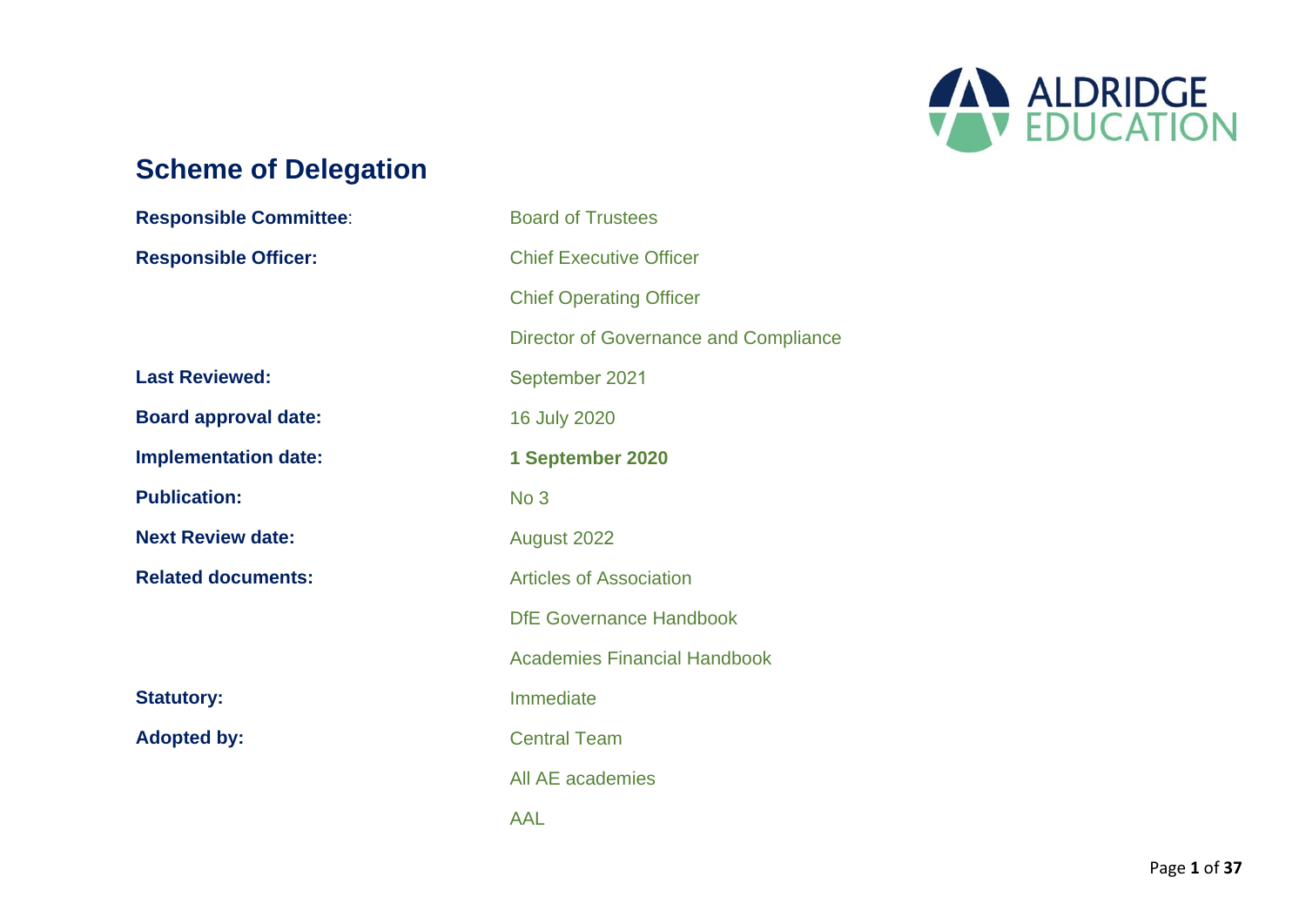# Scheme of Delegation

| | |
|---|---|
| **Responsible Committee**: | Board of Trustees |
| **Responsible Officer:** | Chief Executive Officer |
| | Chief Operating Officer |
| | Director of Governance and Compliance |
| **Last Reviewed:** | September 2021 |
| **Board approval date:** | 16 July 2020 |
| **Implementation date:** | **1 September 2020** |
| **Publication:** | No 3 |
| **Next Review date:** | August 2022 |
| **Related documents:** | Articles of Association |
| | DfE Governance Handbook |
| | Academies Financial Handbook |
| **Statutory:** | Immediate |
| **Adopted by:** | Central Team |
| | All AE academies |
| | AAL |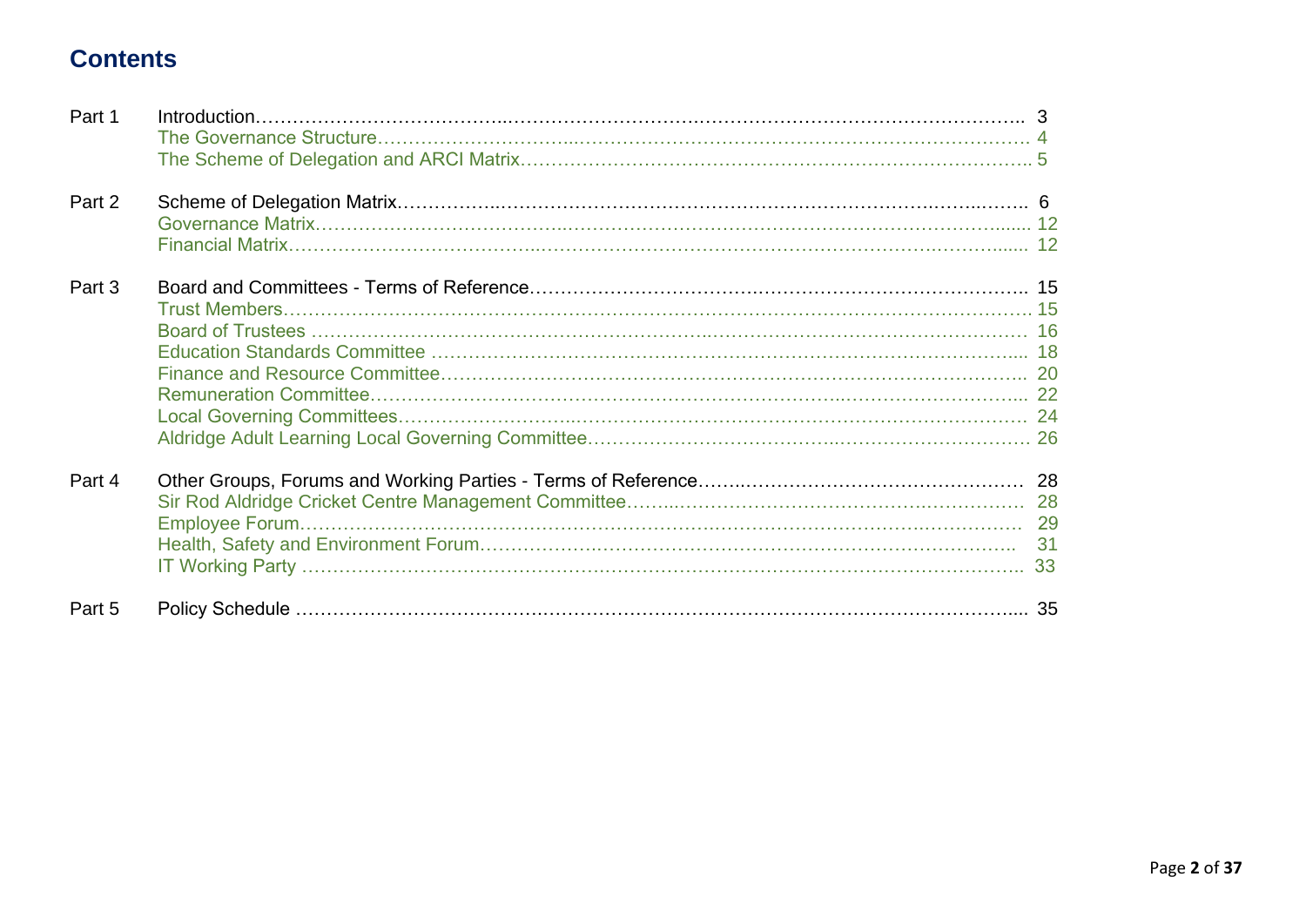# Contents

| | | |
|---|---|---|
| Part 1 | Introduction | 3 |
| | The Governance Structure | 4 |
| | The Scheme of Delegation and ARCI Matrix | 5 |
| Part 2 | Scheme of Delegation Matrix | 6 |
| | Governance Matrix | 12 |
| | Financial Matrix | 12 |
| Part 3 | Board and Committees - Terms of Reference | 15 |
| | Trust Members | 15 |
| | Board of Trustees | 16 |
| | Education Standards Committee | 18 |
| | Finance and Resource Committee | 20 |
| | Remuneration Committee | 22 |
| | Local Governing Committees | 24 |
| | Aldridge Adult Learning Local Governing Committee | 26 |
| Part 4 | Other Groups, Forums and Working Parties - Terms of Reference | 28 |
| | Sir Rod Aldridge Cricket Centre Management Committee | 28 |
| | Employee Forum | 29 |
| | Health, Safety and Environment Forum | 31 |
| | IT Working Party | 33 |
| Part 5 | Policy Schedule | 35 |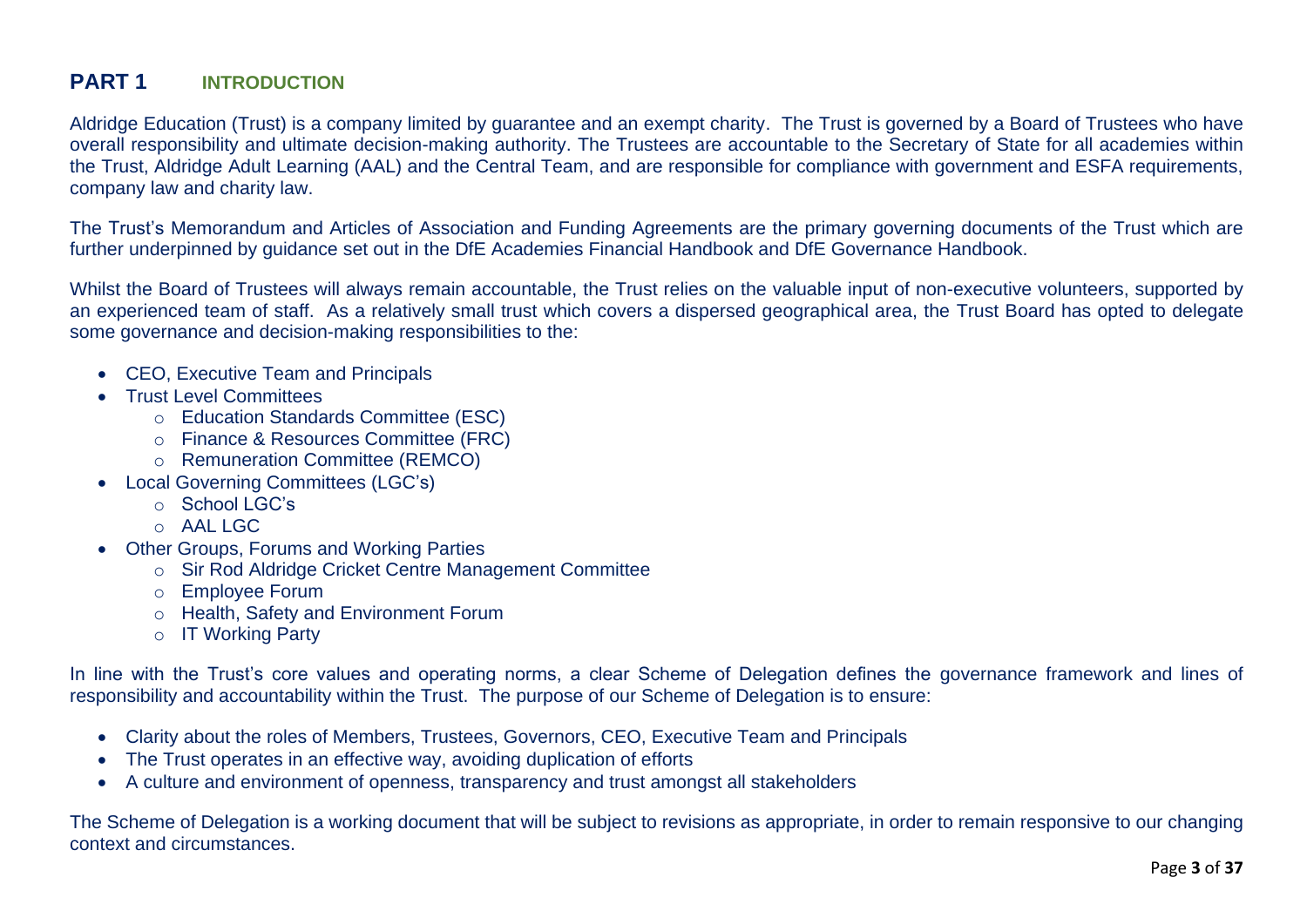## PART 1 INTRODUCTION

Aldridge Education (Trust) is a company limited by guarantee and an exempt charity. The Trust is governed by a Board of Trustees who have overall responsibility and ultimate decision-making authority. The Trustees are accountable to the Secretary of State for all academies within the Trust, Aldridge Adult Learning (AAL) and the Central Team, and are responsible for compliance with government and ESFA requirements, company law and charity law.

The Trust's Memorandum and Articles of Association and Funding Agreements are the primary governing documents of the Trust which are further underpinned by guidance set out in the DfE Academies Financial Handbook and DfE Governance Handbook.

Whilst the Board of Trustees will always remain accountable, the Trust relies on the valuable input of non-executive volunteers, supported by an experienced team of staff. As a relatively small trust which covers a dispersed geographical area, the Trust Board has opted to delegate some governance and decision-making responsibilities to the:

- CEO, Executive Team and Principals
- Trust Level Committees
  - Education Standards Committee (ESC)
  - Finance & Resources Committee (FRC)
  - Remuneration Committee (REMCO)
- Local Governing Committees (LGC's)
  - School LGC's
  - AAL LGC
- Other Groups, Forums and Working Parties
  - Sir Rod Aldridge Cricket Centre Management Committee
  - Employee Forum
  - Health, Safety and Environment Forum
  - IT Working Party

In line with the Trust's core values and operating norms, a clear Scheme of Delegation defines the governance framework and lines of responsibility and accountability within the Trust. The purpose of our Scheme of Delegation is to ensure:

- Clarity about the roles of Members, Trustees, Governors, CEO, Executive Team and Principals
- The Trust operates in an effective way, avoiding duplication of efforts
- A culture and environment of openness, transparency and trust amongst all stakeholders

The Scheme of Delegation is a working document that will be subject to revisions as appropriate, in order to remain responsive to our changing context and circumstances.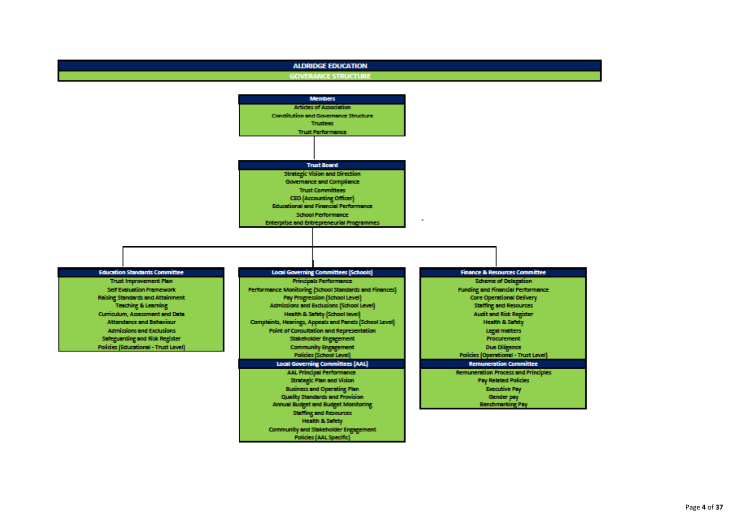# ALDRIDGE EDUCATION

## GOVERANCE STRUCTURE

### Members

- Articles of Association
- Constitution and Governance Structure
- Trustees
- Trust Performance

### Trust Board

- Strategic Vision and Direction
- Governance and Compliance
- Trust Committees
- CEO (Accounting Officer)
- Educational and Financial Performance
- School Performance
- Enterprise and Entrepreneurial Programmes

### Education Standards Committee

- Trust Improvement Plan
- Self Evaluation Framework
- Raising Standards and Attainment
- Teaching & Learning
- Curriculum, Assessment and Data
- Attendance and Behaviour
- Admissions and Exclusions
- Safeguarding and Risk Register
- Policies (Educational - Trust Level)

### Local Governing Committees (Schools)

- Principals Performance
- Performance Monitoring (School Standards and Finances)
- Pay Progression (School Level)
- Admissions and Exclusions (School Level)
- Health & Safety (School level)
- Complaints, Hearings, Appeals and Panels (School Level)
- Point of Consultation and Representation
- Stakeholder Engagement
- Community Engagement
- Policies (School Level)

### Local Governing Committees (AAL)

- AAL Principal Performance
- Strategic Plan and Vision
- Business and Operating Plan
- Quality Standards and Provision
- Annual Budget and Budget Monitoring
- Staffing and Resources
- Health & Safety
- Community and Stakeholder Engagement
- Policies (AAL Specific)

### Finance & Resources Committee

- Scheme of Delegation
- Funding and Financial Performance
- Core Operational Delivery
- Staffing and Resources
- Audit and Risk Register
- Health & Safety
- Legal matters
- Procurement
- Due Diligence
- Policies (Operational - Trust Level)

### Remuneration Committee

- Remuneration Process and Principles
- Pay Related Policies
- Executive Pay
- Gender pay
- Benchmarking Pay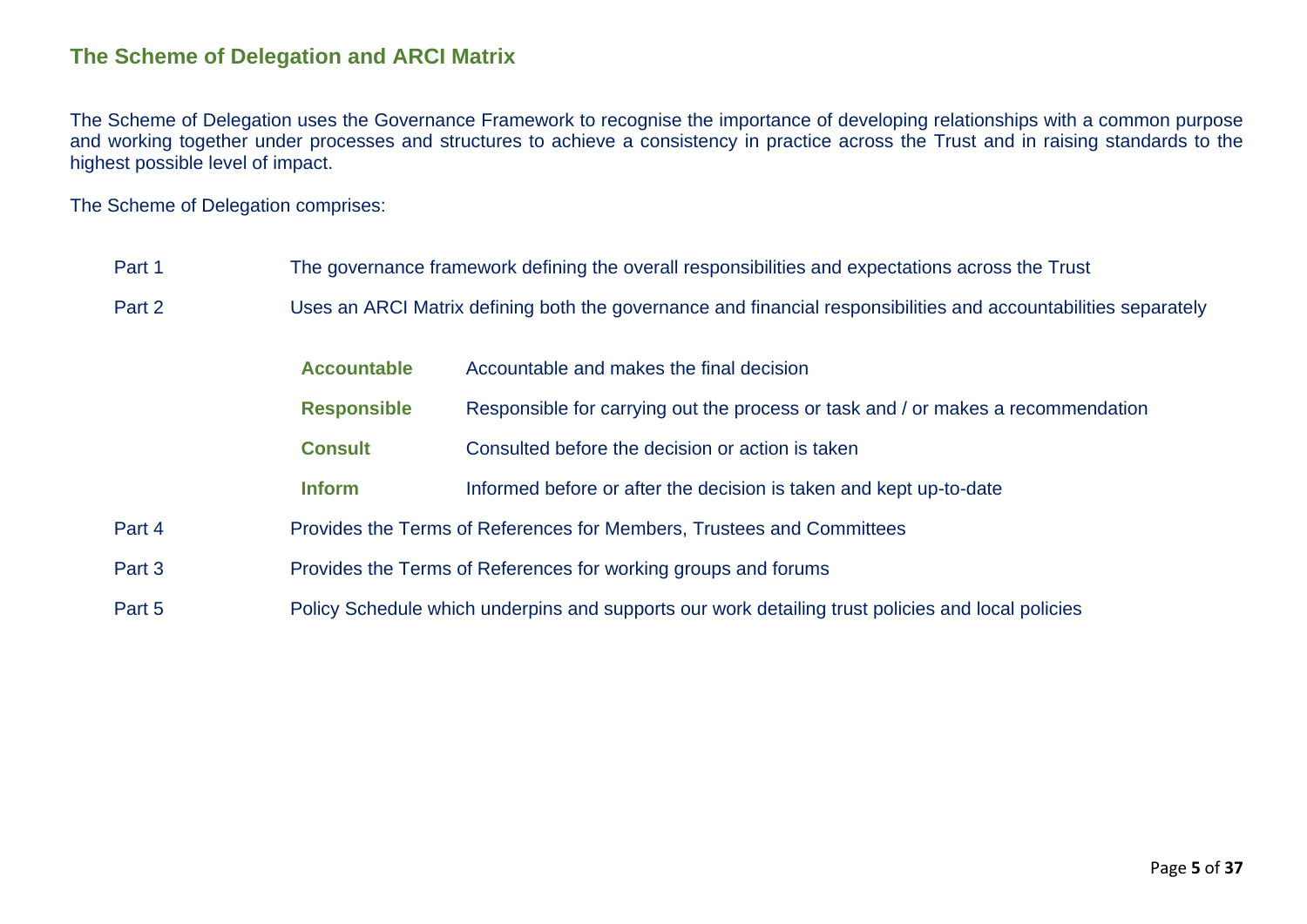## The Scheme of Delegation and ARCI Matrix

The Scheme of Delegation uses the Governance Framework to recognise the importance of developing relationships with a common purpose and working together under processes and structures to achieve a consistency in practice across the Trust and in raising standards to the highest possible level of impact.

The Scheme of Delegation comprises:

| | |
|---|---|
| Part 1 | The governance framework defining the overall responsibilities and expectations across the Trust |
| Part 2 | Uses an ARCI Matrix defining both the governance and financial responsibilities and accountabilities separately |

| | |
|---|---|
| **Accountable** | Accountable and makes the final decision |
| **Responsible** | Responsible for carrying out the process or task and / or makes a recommendation |
| **Consult** | Consulted before the decision or action is taken |
| **Inform** | Informed before or after the decision is taken and kept up-to-date |

| | |
|---|---|
| Part 4 | Provides the Terms of References for Members, Trustees and Committees |
| Part 3 | Provides the Terms of References for working groups and forums |
| Part 5 | Policy Schedule which underpins and supports our work detailing trust policies and local policies |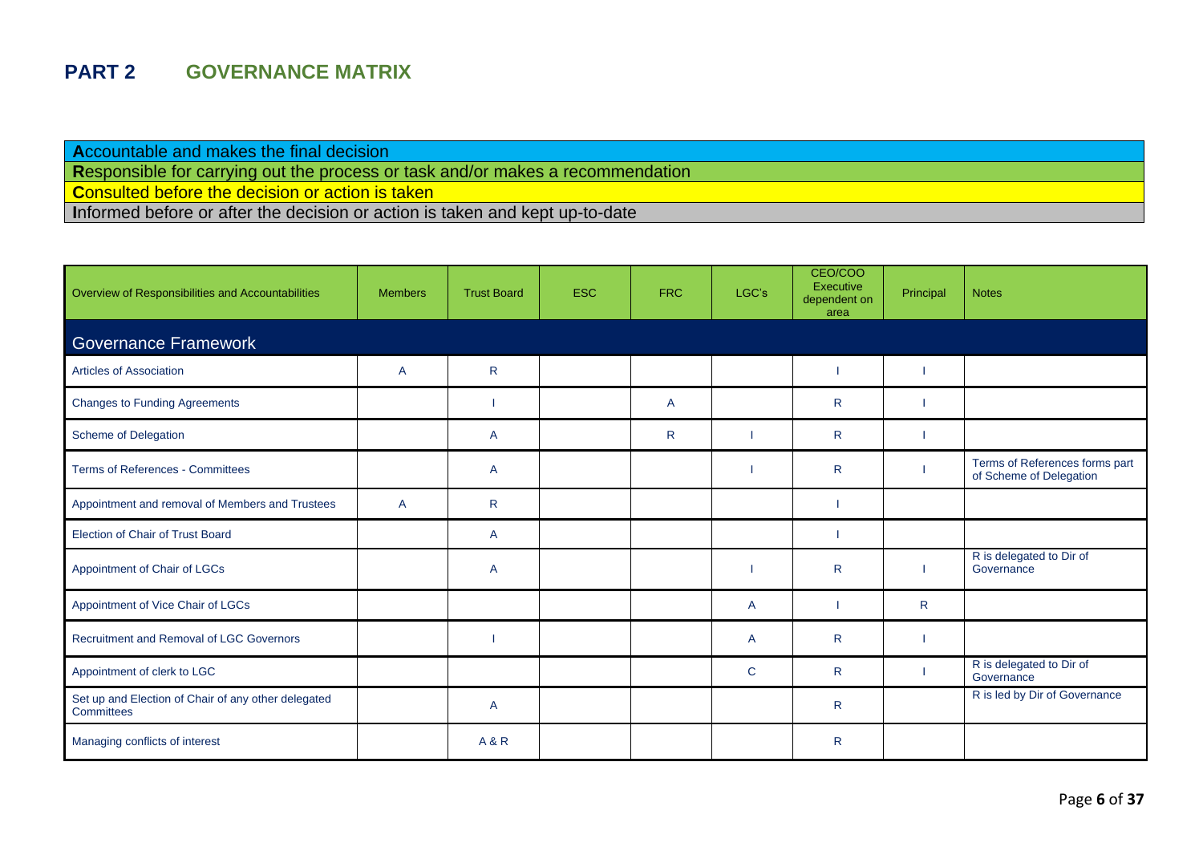# PART 2 GOVERNANCE MATRIX

**A**ccountable and makes the final decision
**R**esponsible for carrying out the process or task and/or makes a recommendation
**C**onsulted before the decision or action is taken
**I**nformed before or after the decision or action is taken and kept up-to-date

| Overview of Responsibilities and Accountabilities | Members | Trust Board | ESC | FRC | LGC's | CEO/COO Executive dependent on area | Principal | Notes |
|---|---|---|---|---|---|---|---|---|
| **Governance Framework** | | | | | | | | |
| Articles of Association | A | R | | | | I | I | |
| Changes to Funding Agreements | | I | | A | | R | I | |
| Scheme of Delegation | | A | | R | I | R | I | |
| Terms of References - Committees | | A | | | I | R | I | Terms of References forms part of Scheme of Delegation |
| Appointment and removal of Members and Trustees | A | R | | | | I | | |
| Election of Chair of Trust Board | | A | | | | I | | |
| Appointment of Chair of LGCs | | A | | | I | R | I | R is delegated to Dir of Governance |
| Appointment of Vice Chair of LGCs | | | | | A | I | R | |
| Recruitment and Removal of LGC Governors | | I | | | A | R | I | |
| Appointment of clerk to LGC | | | | | C | R | I | R is delegated to Dir of Governance |
| Set up and Election of Chair of any other delegated Committees | | A | | | | R | | R is led by Dir of Governance |
| Managing conflicts of interest | | A & R | | | | R | | |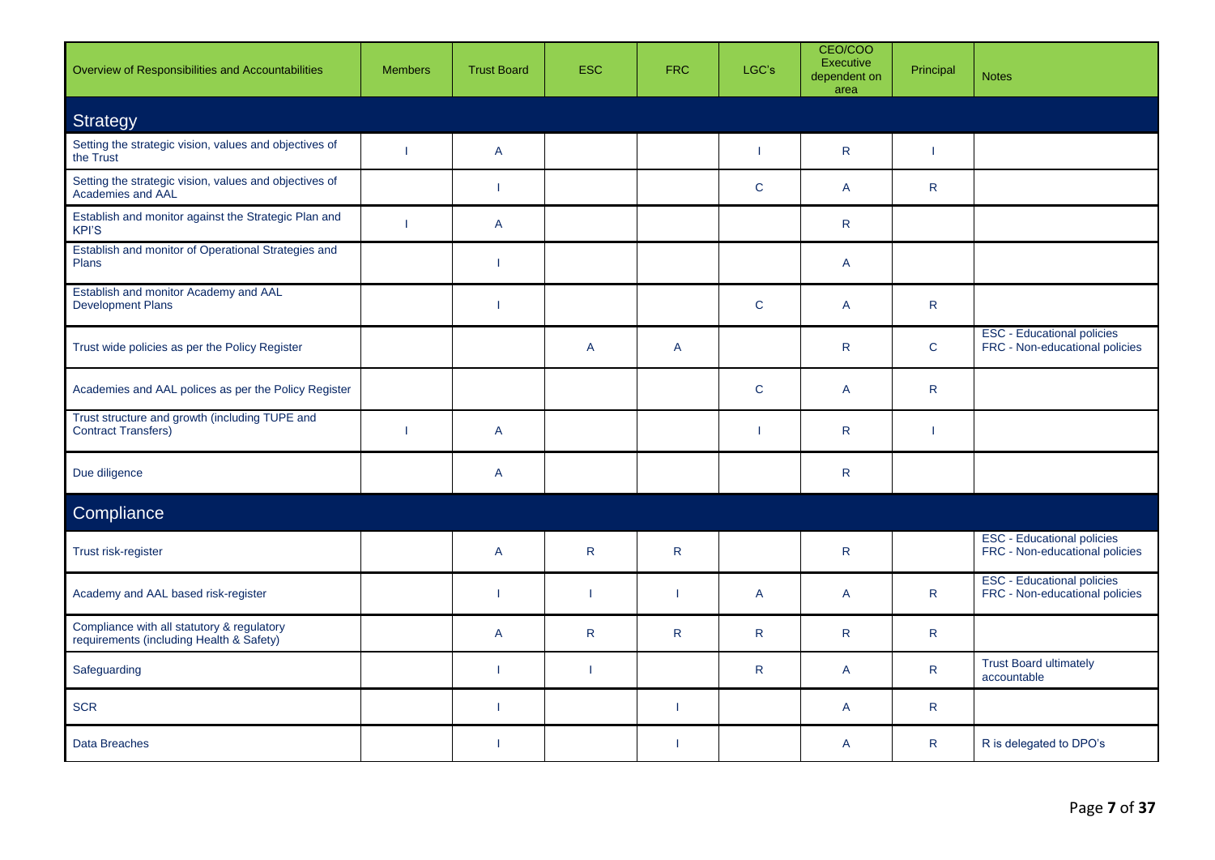| Overview of Responsibilities and Accountabilities | Members | Trust Board | ESC | FRC | LGC's | CEO/COO Executive dependent on area | Principal | Notes |
|---|---|---|---|---|---|---|---|---|
| **Strategy** | | | | | | | | |
| Setting the strategic vision, values and objectives of the Trust | I | A | | | I | R | I | |
| Setting the strategic vision, values and objectives of Academies and AAL | | I | | | C | A | R | |
| Establish and monitor against the Strategic Plan and KPI'S | I | A | | | | R | | |
| Establish and monitor of Operational Strategies and Plans | | I | | | | A | | |
| Establish and monitor Academy and AAL Development Plans | | I | | | C | A | R | |
| Trust wide policies as per the Policy Register | | | A | A | | R | C | ESC - Educational policies<br>FRC - Non-educational policies |
| Academies and AAL polices as per the Policy Register | | | | | C | A | R | |
| Trust structure and growth (including TUPE and Contract Transfers) | I | A | | | I | R | I | |
| Due diligence | | A | | | | R | | |
| **Compliance** | | | | | | | | |
| Trust risk-register | | A | R | R | | R | | ESC - Educational policies<br>FRC - Non-educational policies |
| Academy and AAL based risk-register | | I | I | I | A | A | R | ESC - Educational policies<br>FRC - Non-educational policies |
| Compliance with all statutory & regulatory requirements (including Health & Safety) | | A | R | R | R | R | R | |
| Safeguarding | | I | I | | R | A | R | Trust Board ultimately accountable |
| SCR | | I | | I | | A | R | |
| Data Breaches | | I | | I | | A | R | R is delegated to DPO's |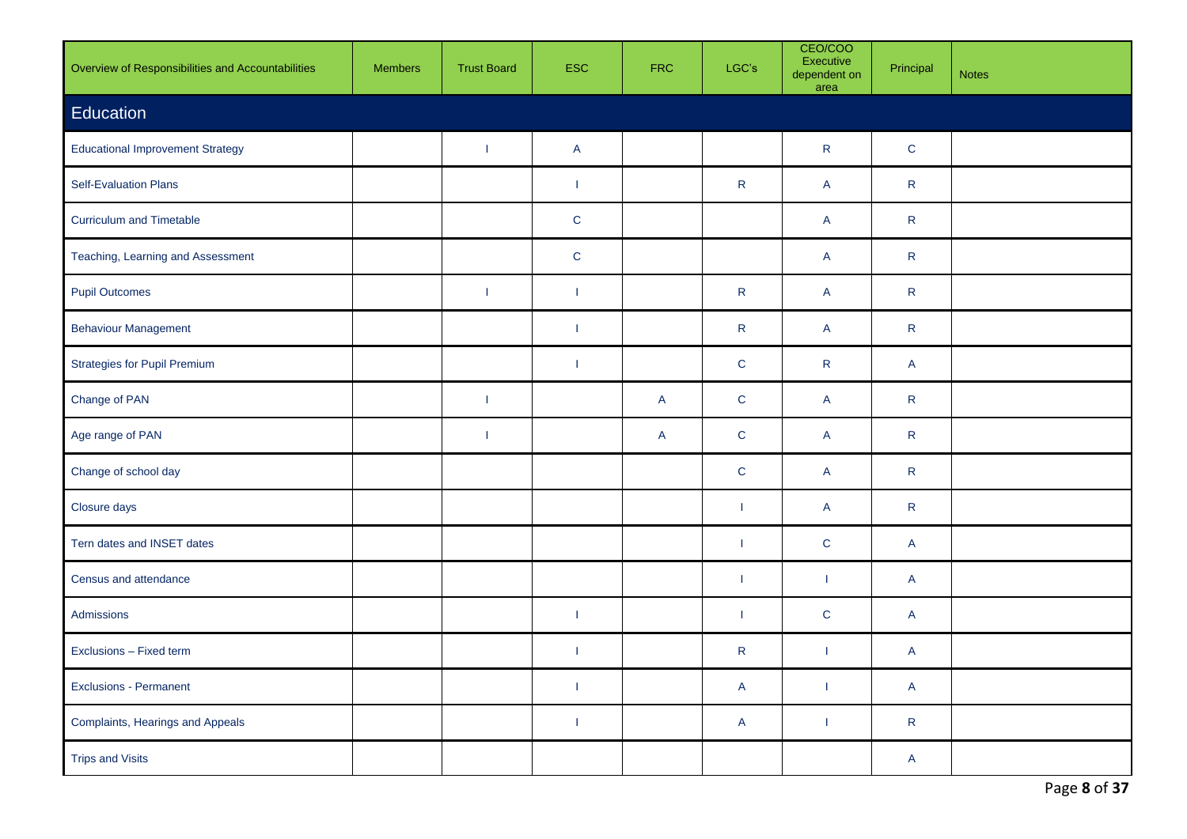| Overview of Responsibilities and Accountabilities | Members | Trust Board | ESC | FRC | LGC's | CEO/COO Executive dependent on area | Principal | Notes |
|---|---|---|---|---|---|---|---|---|
| **Education** | | | | | | | | |
| Educational Improvement Strategy | | I | A | | | R | C | |
| Self-Evaluation Plans | | | I | | R | A | R | |
| Curriculum and Timetable | | | C | | | A | R | |
| Teaching, Learning and Assessment | | | C | | | A | R | |
| Pupil Outcomes | | I | I | | R | A | R | |
| Behaviour Management | | | I | | R | A | R | |
| Strategies for Pupil Premium | | | I | | C | R | A | |
| Change of PAN | | I | | A | C | A | R | |
| Age range of PAN | | I | | A | C | A | R | |
| Change of school day | | | | | C | A | R | |
| Closure days | | | | | I | A | R | |
| Tern dates and INSET dates | | | | | I | C | A | |
| Census and attendance | | | | | I | I | A | |
| Admissions | | | I | | I | C | A | |
| Exclusions – Fixed term | | | I | | R | I | A | |
| Exclusions - Permanent | | | I | | A | I | A | |
| Complaints, Hearings and Appeals | | | I | | A | I | R | |
| Trips and Visits | | | | | | | A | |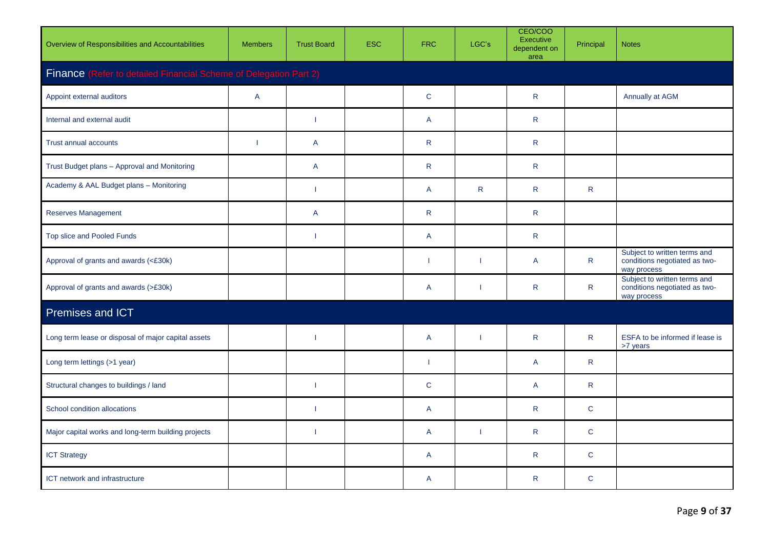| Overview of Responsibilities and Accountabilities | Members | Trust Board | ESC | FRC | LGC's | CEO/COO Executive dependent on area | Principal | Notes |
|---|---|---|---|---|---|---|---|---|
| **Finance** (Refer to detailed Financial Scheme of Delegation Part 2) | | | | | | | | |
| Appoint external auditors | A | | | C | | R | | Annually at AGM |
| Internal and external audit | | I | | A | | R | | |
| Trust annual accounts | I | A | | R | | R | | |
| Trust Budget plans – Approval and Monitoring | | A | | R | | R | | |
| Academy & AAL Budget plans – Monitoring | | I | | A | R | R | R | |
| Reserves Management | | A | | R | | R | | |
| Top slice and Pooled Funds | | I | | A | | R | | |
| Approval of grants and awards (<£30k) | | | | I | I | A | R | Subject to written terms and conditions negotiated as two-way process |
| Approval of grants and awards (>£30k) | | | | A | I | R | R | Subject to written terms and conditions negotiated as two-way process |
| **Premises and ICT** | | | | | | | | |
| Long term lease or disposal of major capital assets | | I | | A | I | R | R | ESFA to be informed if lease is >7 years |
| Long term lettings (>1 year) | | | | I | | A | R | |
| Structural changes to buildings / land | | I | | C | | A | R | |
| School condition allocations | | I | | A | | R | C | |
| Major capital works and long-term building projects | | I | | A | I | R | C | |
| ICT Strategy | | | | A | | R | C | |
| ICT network and infrastructure | | | | A | | R | C | |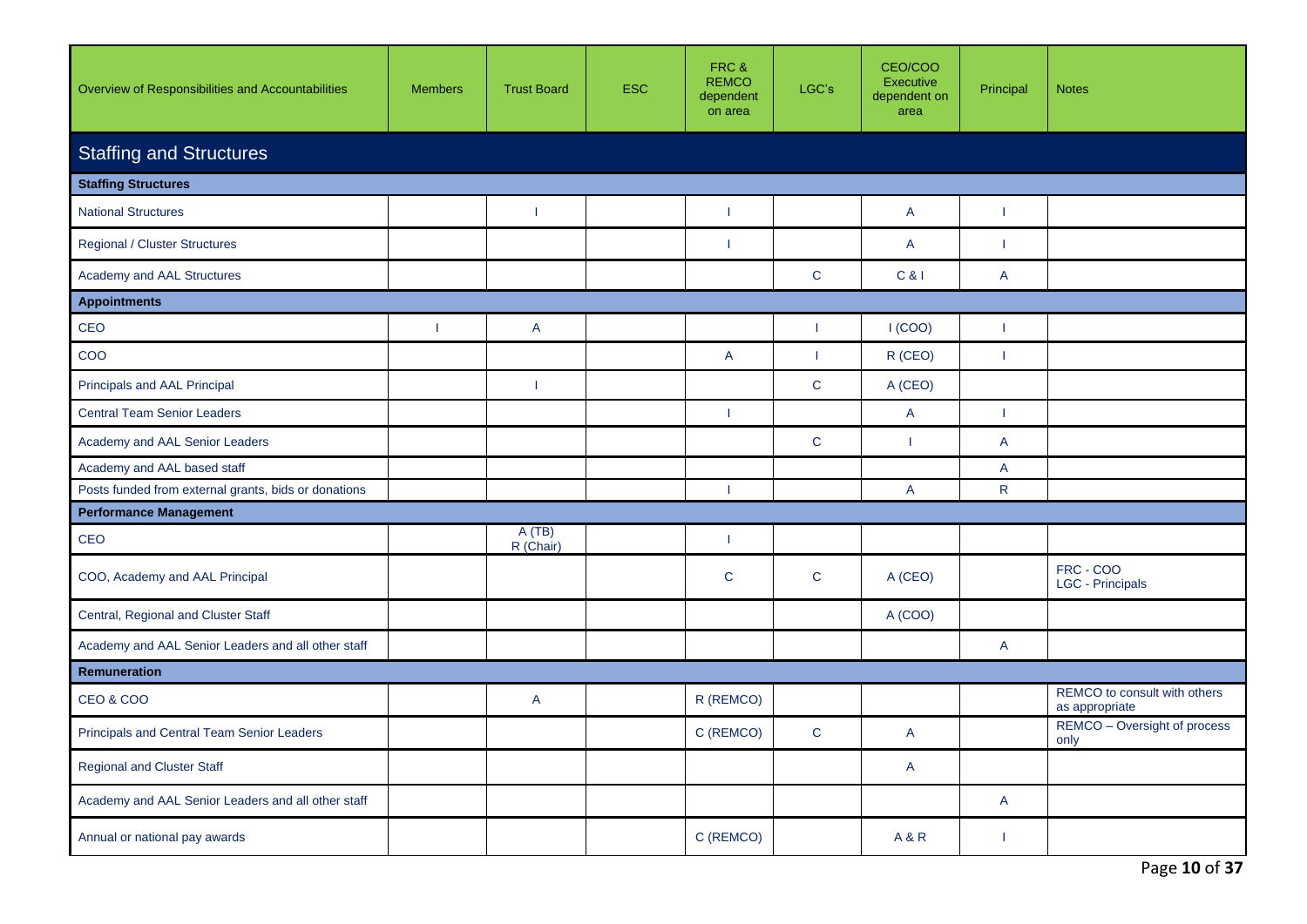| Overview of Responsibilities and Accountabilities | Members | Trust Board | ESC | FRC & REMCO dependent on area | LGC's | CEO/COO Executive dependent on area | Principal | Notes |
|---|---|---|---|---|---|---|---|---|
| **Staffing and Structures** | | | | | | | | |
| **Staffing Structures** | | | | | | | | |
| National Structures | | I | | I | | A | I | |
| Regional / Cluster Structures | | | | I | | A | I | |
| Academy and AAL Structures | | | | | C | C & I | A | |
| **Appointments** | | | | | | | | |
| CEO | I | A | | | I | I (COO) | I | |
| COO | | | | A | I | R (CEO) | I | |
| Principals and AAL Principal | | I | | | C | A (CEO) | | |
| Central Team Senior Leaders | | | | I | | A | I | |
| Academy and AAL Senior Leaders | | | | | C | I | A | |
| Academy and AAL based staff | | | | | | | A | |
| Posts funded from external grants, bids or donations | | | | I | | A | R | |
| **Performance Management** | | | | | | | | |
| CEO | | A (TB) R (Chair) | | I | | | | |
| COO, Academy and AAL Principal | | | | C | C | A (CEO) | | FRC - COO LGC - Principals |
| Central, Regional and Cluster Staff | | | | | | A (COO) | | |
| Academy and AAL Senior Leaders and all other staff | | | | | | | A | |
| **Remuneration** | | | | | | | | |
| CEO & COO | | A | | R (REMCO) | | | | REMCO to consult with others as appropriate |
| Principals and Central Team Senior Leaders | | | | C (REMCO) | C | A | | REMCO – Oversight of process only |
| Regional and Cluster Staff | | | | | | A | | |
| Academy and AAL Senior Leaders and all other staff | | | | | | | A | |
| Annual or national pay awards | | | | C (REMCO) | | A & R | I | |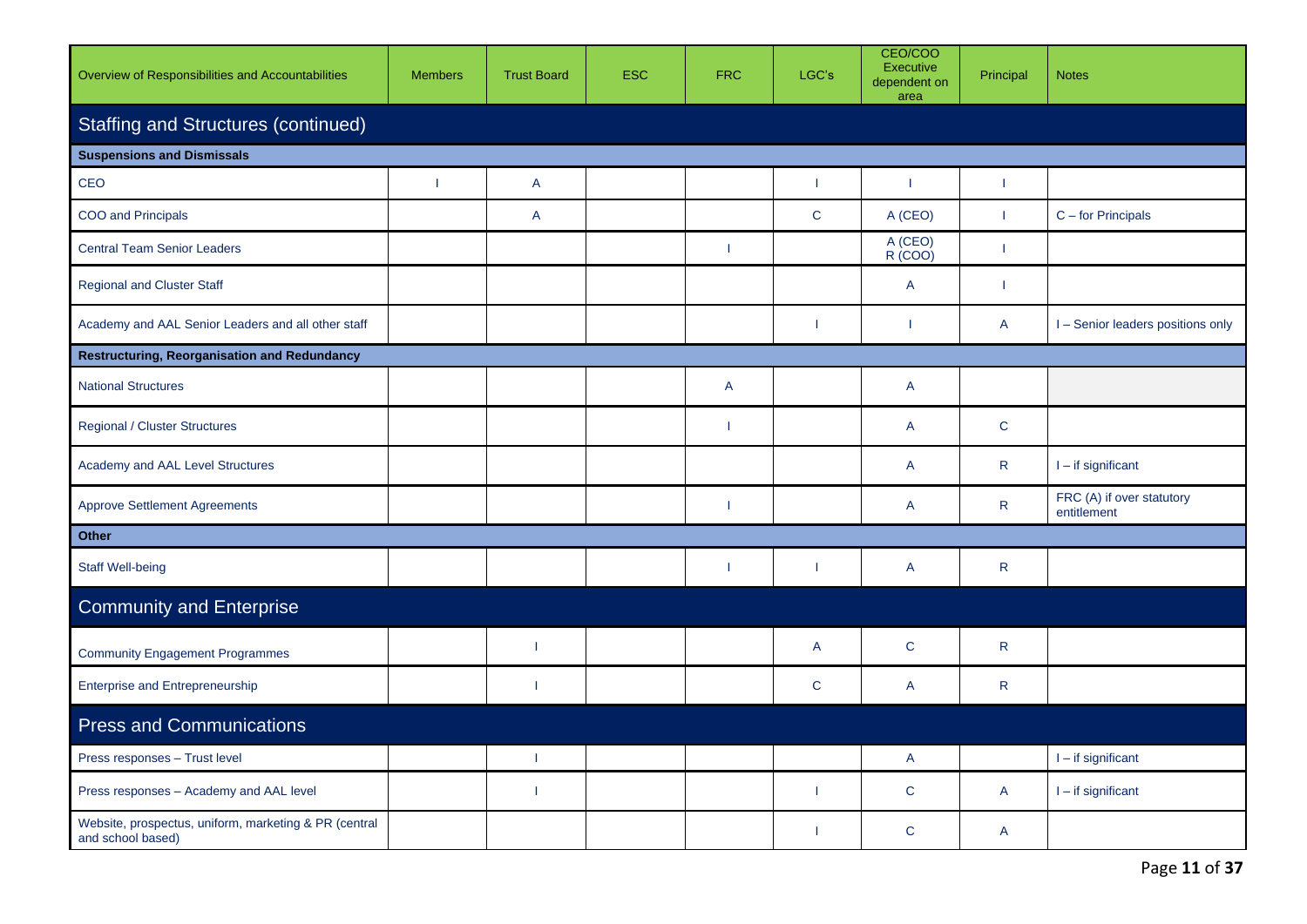| Overview of Responsibilities and Accountabilities | Members | Trust Board | ESC | FRC | LGC's | CEO/COO Executive dependent on area | Principal | Notes |
|---|---|---|---|---|---|---|---|---|
| **Staffing and Structures (continued)** | | | | | | | | |
| **Suspensions and Dismissals** | | | | | | | | |
| CEO | I | A | | | I | I | I | |
| COO and Principals | | A | | | C | A (CEO) | I | C – for Principals |
| Central Team Senior Leaders | | | | I | | A (CEO) R (COO) | I | |
| Regional and Cluster Staff | | | | | | A | I | |
| Academy and AAL Senior Leaders and all other staff | | | | | I | I | A | I – Senior leaders positions only |
| **Restructuring, Reorganisation and Redundancy** | | | | | | | | |
| National Structures | | | | A | | A | | |
| Regional / Cluster Structures | | | | I | | A | C | |
| Academy and AAL Level Structures | | | | | | A | R | I – if significant |
| Approve Settlement Agreements | | | | I | | A | R | FRC (A) if over statutory entitlement |
| **Other** | | | | | | | | |
| Staff Well-being | | | | I | I | A | R | |
| **Community and Enterprise** | | | | | | | | |
| Community Engagement Programmes | | I | | | A | C | R | |
| Enterprise and Entrepreneurship | | I | | | C | A | R | |
| **Press and Communications** | | | | | | | | |
| Press responses – Trust level | | I | | | | A | | I – if significant |
| Press responses – Academy and AAL level | | I | | | I | C | A | I – if significant |
| Website, prospectus, uniform, marketing & PR (central and school based) | | | | | I | C | A | |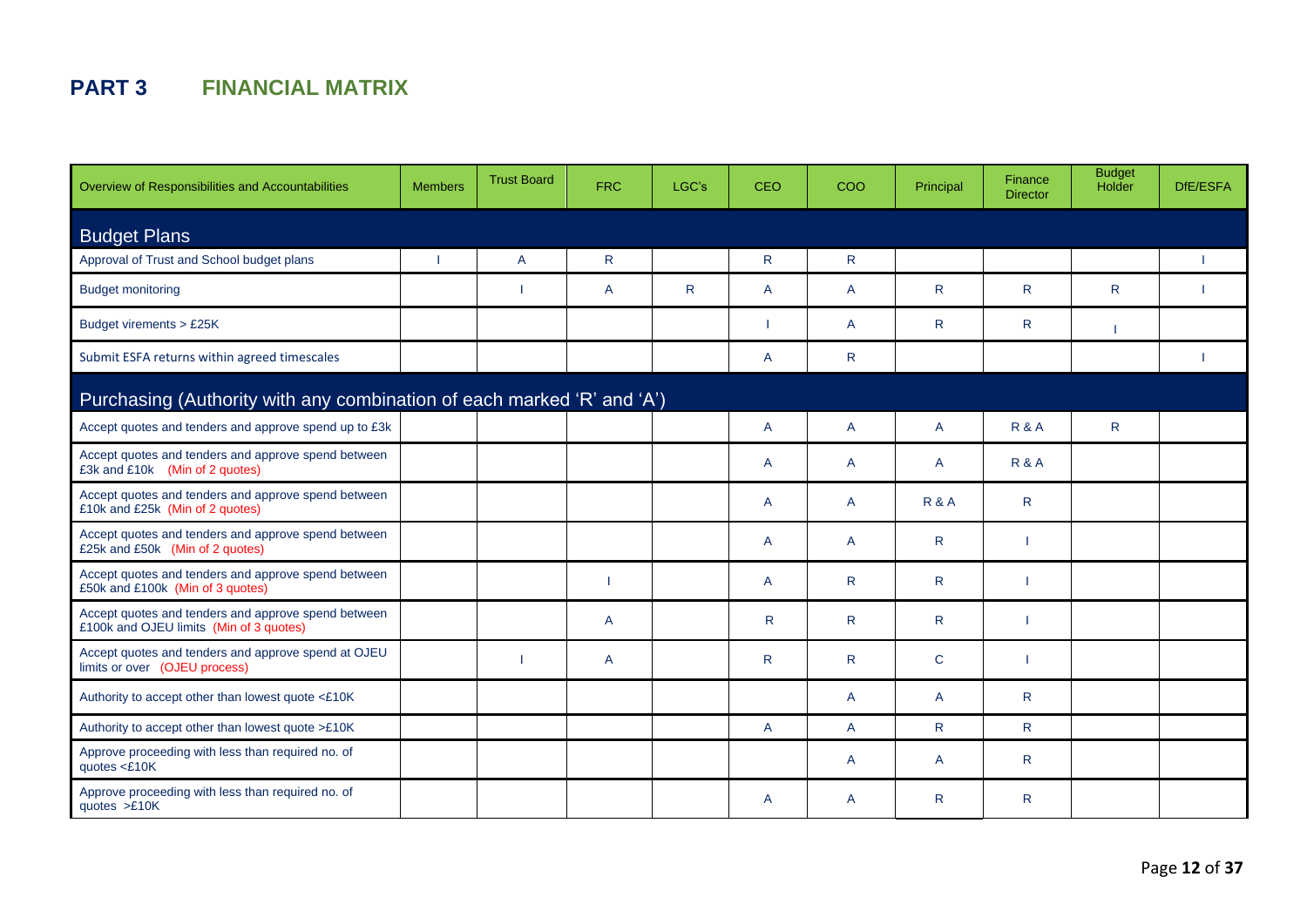## PART 3 FINANCIAL MATRIX

| Overview of Responsibilities and Accountabilities | Members | Trust Board | FRC | LGC's | CEO | COO | Principal | Finance Director | Budget Holder | DfE/ESFA |
|---|---|---|---|---|---|---|---|---|---|---|
| **Budget Plans** | | | | | | | | | | |
| Approval of Trust and School budget plans | I | A | R | | R | R | | | | I |
| Budget monitoring | | I | A | R | A | A | R | R | R | I |
| Budget virements > £25K | | | | | I | A | R | R | I | |
| Submit ESFA returns within agreed timescales | | | | | A | R | | | | I |
| **Purchasing (Authority with any combination of each marked 'R' and 'A')** | | | | | | | | | | |
| Accept quotes and tenders and approve spend up to £3k | | | | | A | A | A | R & A | R | |
| Accept quotes and tenders and approve spend between £3k and £10k (Min of 2 quotes) | | | | | A | A | A | R & A | | |
| Accept quotes and tenders and approve spend between £10k and £25k (Min of 2 quotes) | | | | | A | A | R & A | R | | |
| Accept quotes and tenders and approve spend between £25k and £50k (Min of 2 quotes) | | | | | A | A | R | I | | |
| Accept quotes and tenders and approve spend between £50k and £100k (Min of 3 quotes) | | | I | | A | R | R | I | | |
| Accept quotes and tenders and approve spend between £100k and OJEU limits (Min of 3 quotes) | | | A | | R | R | R | I | | |
| Accept quotes and tenders and approve spend at OJEU limits or over (OJEU process) | | I | A | | R | R | C | I | | |
| Authority to accept other than lowest quote <£10K | | | | | | A | A | R | | |
| Authority to accept other than lowest quote >£10K | | | | | A | A | R | R | | |
| Approve proceeding with less than required no. of quotes <£10K | | | | | | A | A | R | | |
| Approve proceeding with less than required no. of quotes >£10K | | | | | A | A | R | R | | |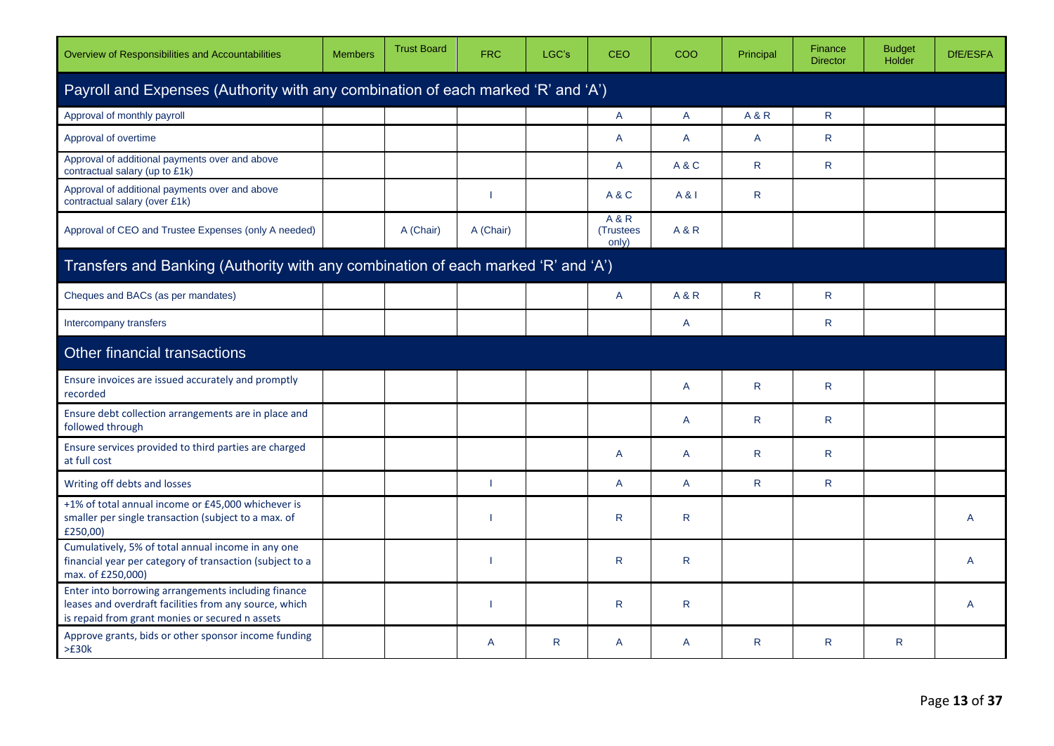| Overview of Responsibilities and Accountabilities | Members | Trust Board | FRC | LGC's | CEO | COO | Principal | Finance Director | Budget Holder | DfE/ESFA |
|---|---|---|---|---|---|---|---|---|---|---|
| **Payroll and Expenses (Authority with any combination of each marked 'R' and 'A')** | | | | | | | | | | |
| Approval of monthly payroll | | | | | A | A | A & R | R | | |
| Approval of overtime | | | | | A | A | A | R | | |
| Approval of additional payments over and above contractual salary (up to £1k) | | | | | A | A & C | R | R | | |
| Approval of additional payments over and above contractual salary (over £1k) | | | I | | A & C | A & I | R | | | |
| Approval of CEO and Trustee Expenses (only A needed) | | A (Chair) | A (Chair) | | A & R (Trustees only) | A & R | | | | |
| **Transfers and Banking (Authority with any combination of each marked 'R' and 'A')** | | | | | | | | | | |
| Cheques and BACs (as per mandates) | | | | | A | A & R | R | R | | |
| Intercompany transfers | | | | | | A | | R | | |
| **Other financial transactions** | | | | | | | | | | |
| Ensure invoices are issued accurately and promptly recorded | | | | | | A | R | R | | |
| Ensure debt collection arrangements are in place and followed through | | | | | | A | R | R | | |
| Ensure services provided to third parties are charged at full cost | | | | | A | A | R | R | | |
| Writing off debts and losses | | | I | | A | A | R | R | | |
| +1% of total annual income or £45,000 whichever is smaller per single transaction (subject to a max. of £250,00) | | | I | | R | R | | | | A |
| Cumulatively, 5% of total annual income in any one financial year per category of transaction (subject to a max. of £250,000) | | | I | | R | R | | | | A |
| Enter into borrowing arrangements including finance leases and overdraft facilities from any source, which is repaid from grant monies or secured n assets | | | I | | R | R | | | | A |
| Approve grants, bids or other sponsor income funding >£30k | | | A | R | A | A | R | R | R | |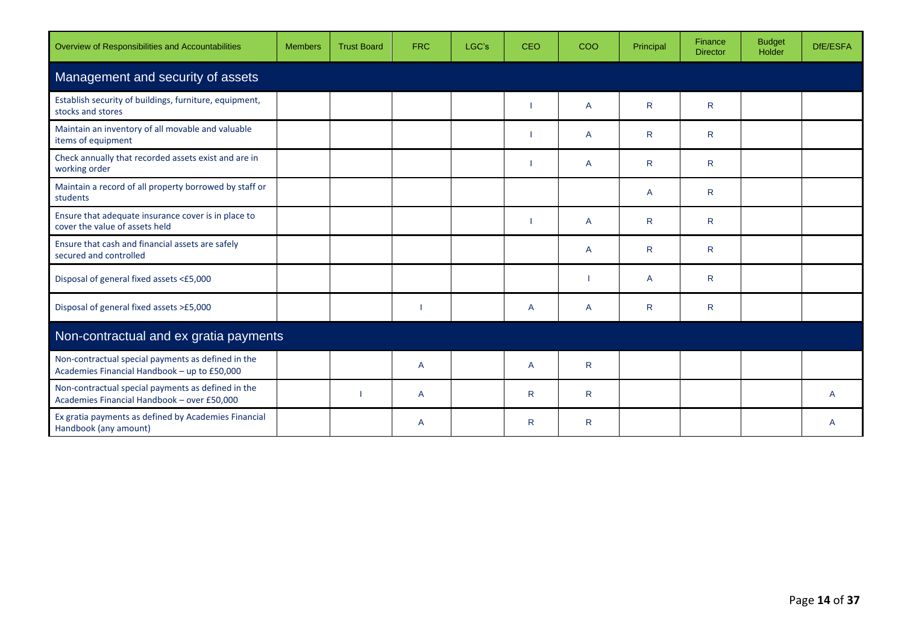| Overview of Responsibilities and Accountabilities | Members | Trust Board | FRC | LGC's | CEO | COO | Principal | Finance Director | Budget Holder | DfE/ESFA |
|---|---|---|---|---|---|---|---|---|---|---|
| **Management and security of assets** | | | | | | | | | | |
| Establish security of buildings, furniture, equipment, stocks and stores | | | | | I | A | R | R | | |
| Maintain an inventory of all movable and valuable items of equipment | | | | | I | A | R | R | | |
| Check annually that recorded assets exist and are in working order | | | | | I | A | R | R | | |
| Maintain a record of all property borrowed by staff or students | | | | | | | A | R | | |
| Ensure that adequate insurance cover is in place to cover the value of assets held | | | | | I | A | R | R | | |
| Ensure that cash and financial assets are safely secured and controlled | | | | | | A | R | R | | |
| Disposal of general fixed assets <£5,000 | | | | | | I | A | R | | |
| Disposal of general fixed assets >£5,000 | | | I | | A | A | R | R | | |
| **Non-contractual and ex gratia payments** | | | | | | | | | | |
| Non-contractual special payments as defined in the Academies Financial Handbook – up to £50,000 | | | A | | A | R | | | | |
| Non-contractual special payments as defined in the Academies Financial Handbook – over £50,000 | | I | A | | R | R | | | | A |
| Ex gratia payments as defined by Academies Financial Handbook (any amount) | | | A | | R | R | | | | A |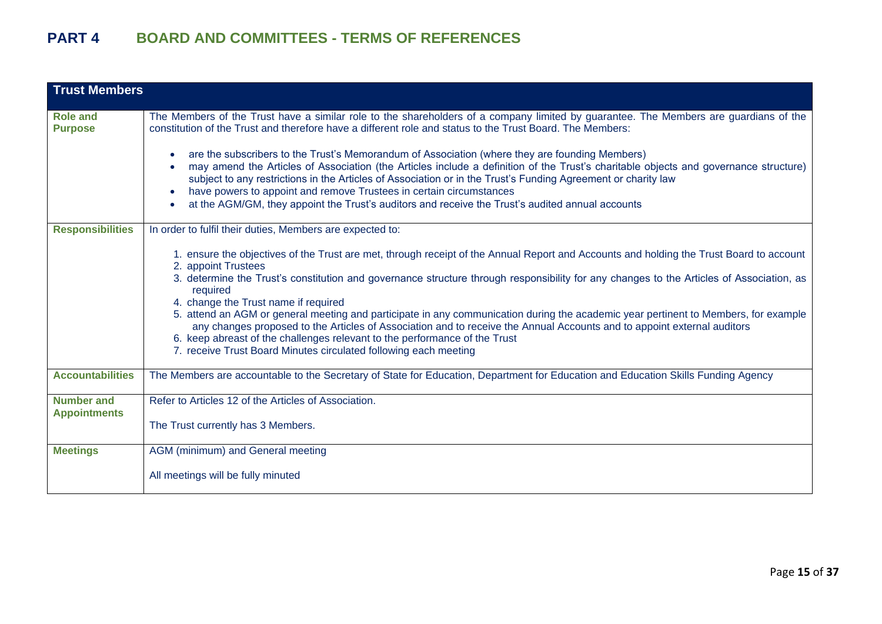# PART 4 BOARD AND COMMITTEES - TERMS OF REFERENCES

| Trust Members | |
|---|---|
| **Role and Purpose** | The Members of the Trust have a similar role to the shareholders of a company limited by guarantee. The Members are guardians of the constitution of the Trust and therefore have a different role and status to the Trust Board. The Members:<br><br>• are the subscribers to the Trust's Memorandum of Association (where they are founding Members)<br>• may amend the Articles of Association (the Articles include a definition of the Trust's charitable objects and governance structure) subject to any restrictions in the Articles of Association or in the Trust's Funding Agreement or charity law<br>• have powers to appoint and remove Trustees in certain circumstances<br>• at the AGM/GM, they appoint the Trust's auditors and receive the Trust's audited annual accounts |
| **Responsibilities** | In order to fulfil their duties, Members are expected to:<br><br>1. ensure the objectives of the Trust are met, through receipt of the Annual Report and Accounts and holding the Trust Board to account<br>2. appoint Trustees<br>3. determine the Trust's constitution and governance structure through responsibility for any changes to the Articles of Association, as required<br>4. change the Trust name if required<br>5. attend an AGM or general meeting and participate in any communication during the academic year pertinent to Members, for example any changes proposed to the Articles of Association and to receive the Annual Accounts and to appoint external auditors<br>6. keep abreast of the challenges relevant to the performance of the Trust<br>7. receive Trust Board Minutes circulated following each meeting |
| **Accountabilities** | The Members are accountable to the Secretary of State for Education, Department for Education and Education Skills Funding Agency |
| **Number and Appointments** | Refer to Articles 12 of the Articles of Association.<br><br>The Trust currently has 3 Members. |
| **Meetings** | AGM (minimum) and General meeting<br><br>All meetings will be fully minuted |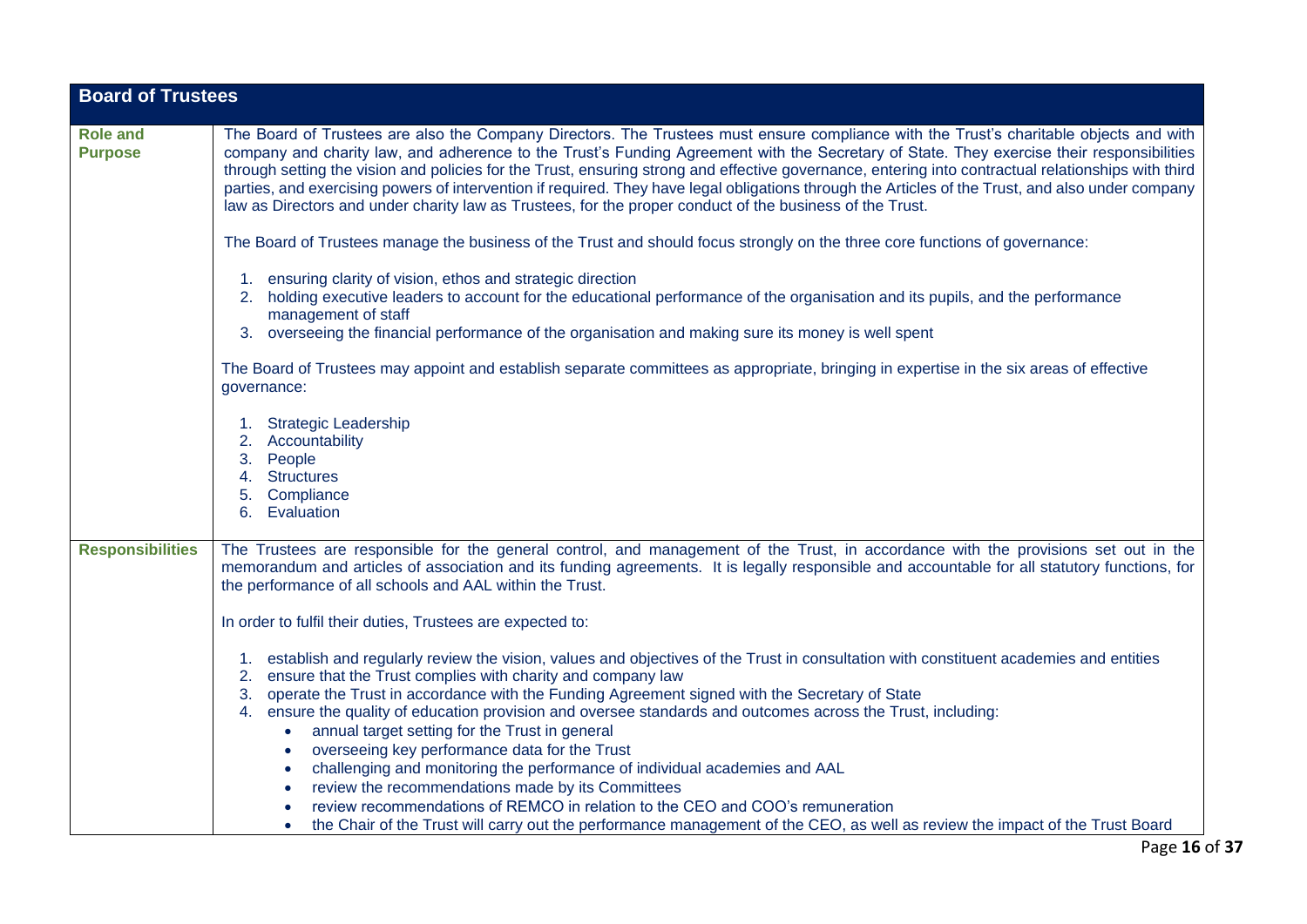| Board of Trustees | |
|---|---|
| **Role and Purpose** | The Board of Trustees are also the Company Directors. The Trustees must ensure compliance with the Trust's charitable objects and with company and charity law, and adherence to the Trust's Funding Agreement with the Secretary of State. They exercise their responsibilities through setting the vision and policies for the Trust, ensuring strong and effective governance, entering into contractual relationships with third parties, and exercising powers of intervention if required. They have legal obligations through the Articles of the Trust, and also under company law as Directors and under charity law as Trustees, for the proper conduct of the business of the Trust.<br><br>The Board of Trustees manage the business of the Trust and should focus strongly on the three core functions of governance:<br><br>1. ensuring clarity of vision, ethos and strategic direction<br>2. holding executive leaders to account for the educational performance of the organisation and its pupils, and the performance management of staff<br>3. overseeing the financial performance of the organisation and making sure its money is well spent<br><br>The Board of Trustees may appoint and establish separate committees as appropriate, bringing in expertise in the six areas of effective governance:<br><br>1. Strategic Leadership<br>2. Accountability<br>3. People<br>4. Structures<br>5. Compliance<br>6. Evaluation |
| **Responsibilities** | The Trustees are responsible for the general control, and management of the Trust, in accordance with the provisions set out in the memorandum and articles of association and its funding agreements. It is legally responsible and accountable for all statutory functions, for the performance of all schools and AAL within the Trust.<br><br>In order to fulfil their duties, Trustees are expected to:<br><br>1. establish and regularly review the vision, values and objectives of the Trust in consultation with constituent academies and entities<br>2. ensure that the Trust complies with charity and company law<br>3. operate the Trust in accordance with the Funding Agreement signed with the Secretary of State<br>4. ensure the quality of education provision and oversee standards and outcomes across the Trust, including:<br>• annual target setting for the Trust in general<br>• overseeing key performance data for the Trust<br>• challenging and monitoring the performance of individual academies and AAL<br>• review the recommendations made by its Committees<br>• review recommendations of REMCO in relation to the CEO and COO's remuneration<br>• the Chair of the Trust will carry out the performance management of the CEO, as well as review the impact of the Trust Board |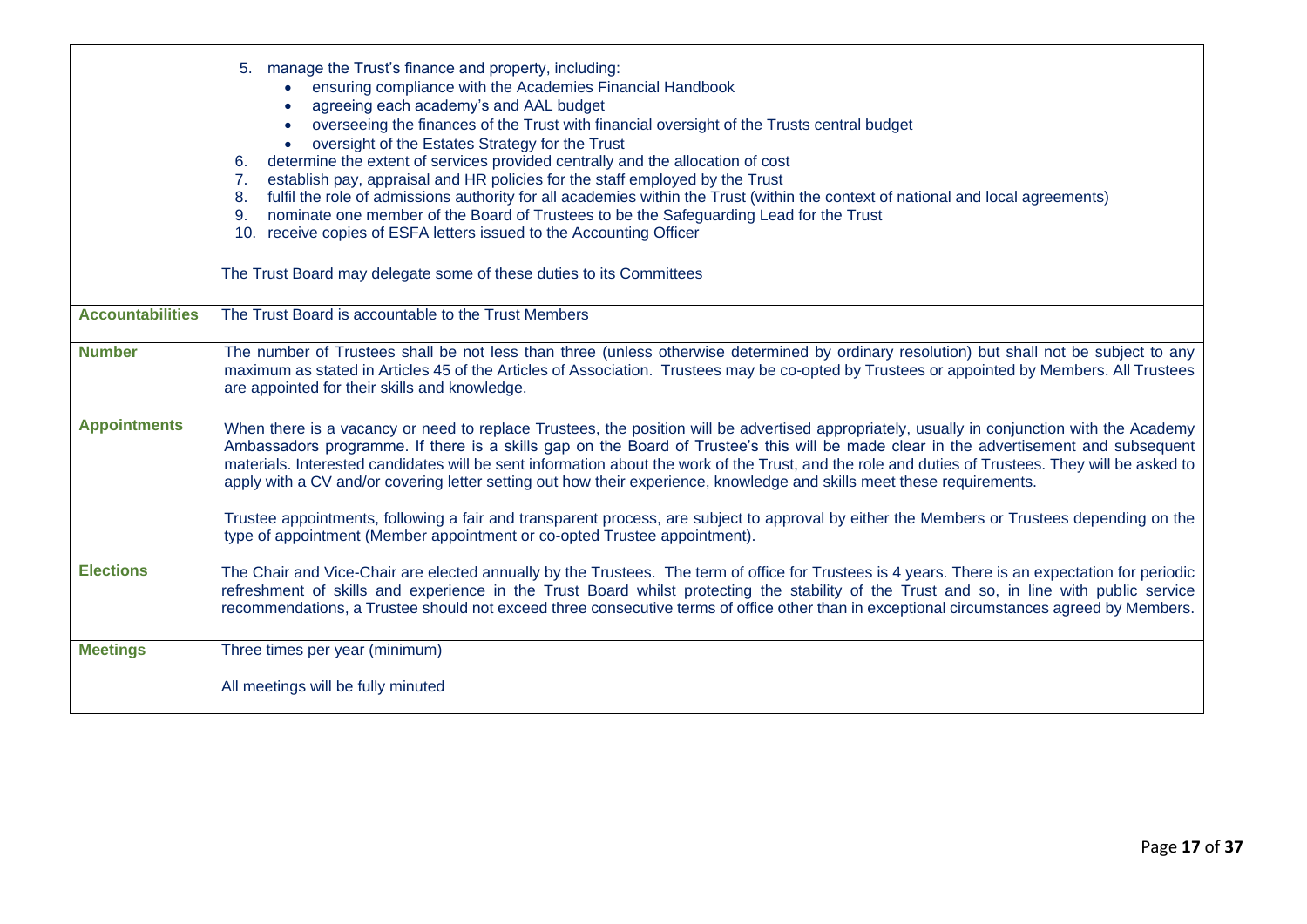| | |
|---|---|
| | 5. manage the Trust's finance and property, including:<br>• ensuring compliance with the Academies Financial Handbook<br>• agreeing each academy's and AAL budget<br>• overseeing the finances of the Trust with financial oversight of the Trusts central budget<br>• oversight of the Estates Strategy for the Trust<br>6. determine the extent of services provided centrally and the allocation of cost<br>7. establish pay, appraisal and HR policies for the staff employed by the Trust<br>8. fulfil the role of admissions authority for all academies within the Trust (within the context of national and local agreements)<br>9. nominate one member of the Board of Trustees to be the Safeguarding Lead for the Trust<br>10. receive copies of ESFA letters issued to the Accounting Officer<br><br>The Trust Board may delegate some of these duties to its Committees |
| **Accountabilities** | The Trust Board is accountable to the Trust Members |
| **Number**<br><br><br><br>**Appointments**<br><br><br><br><br><br><br><br><br>**Elections** | The number of Trustees shall be not less than three (unless otherwise determined by ordinary resolution) but shall not be subject to any maximum as stated in Articles 45 of the Articles of Association. Trustees may be co-opted by Trustees or appointed by Members. All Trustees are appointed for their skills and knowledge.<br><br>When there is a vacancy or need to replace Trustees, the position will be advertised appropriately, usually in conjunction with the Academy Ambassadors programme. If there is a skills gap on the Board of Trustee's this will be made clear in the advertisement and subsequent materials. Interested candidates will be sent information about the work of the Trust, and the role and duties of Trustees. They will be asked to apply with a CV and/or covering letter setting out how their experience, knowledge and skills meet these requirements.<br><br>Trustee appointments, following a fair and transparent process, are subject to approval by either the Members or Trustees depending on the type of appointment (Member appointment or co-opted Trustee appointment).<br><br>The Chair and Vice-Chair are elected annually by the Trustees. The term of office for Trustees is 4 years. There is an expectation for periodic refreshment of skills and experience in the Trust Board whilst protecting the stability of the Trust and so, in line with public service recommendations, a Trustee should not exceed three consecutive terms of office other than in exceptional circumstances agreed by Members. |
| **Meetings** | Three times per year (minimum)<br><br>All meetings will be fully minuted |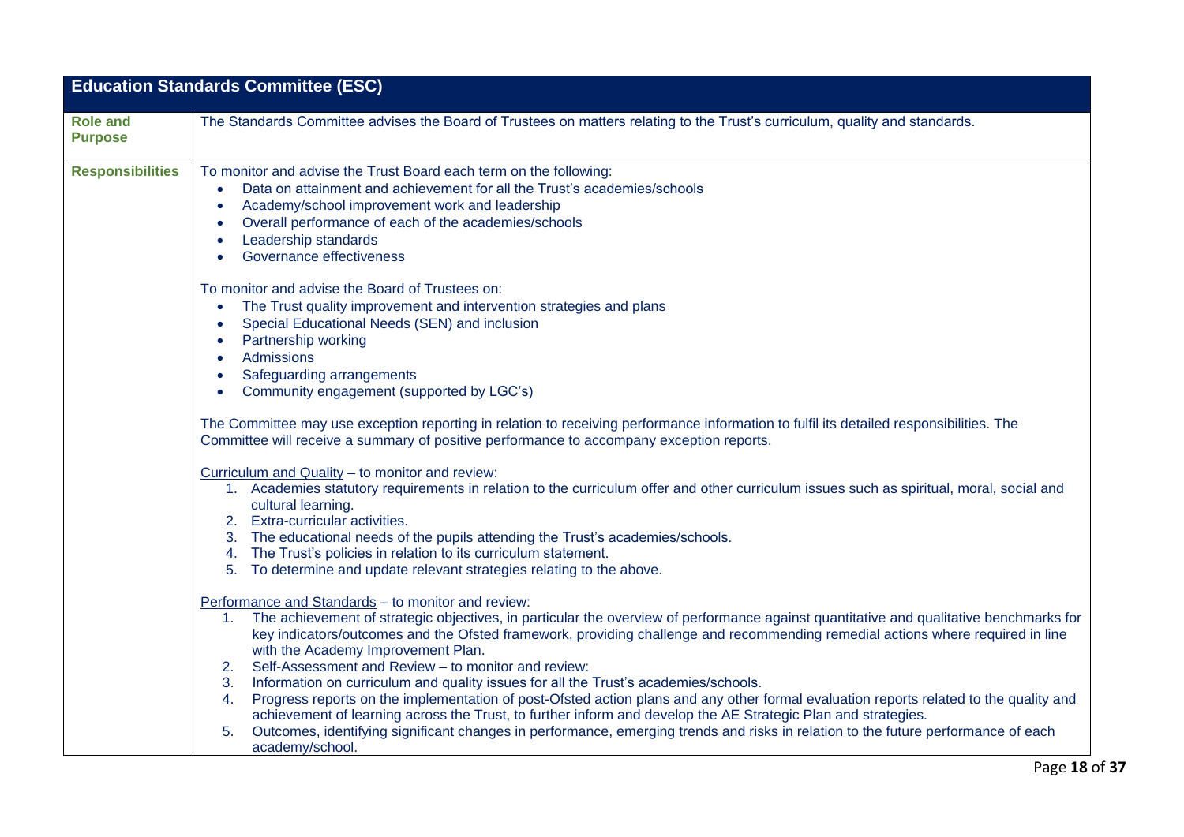| Education Standards Committee (ESC) | |
|---|---|
| **Role and Purpose** | The Standards Committee advises the Board of Trustees on matters relating to the Trust's curriculum, quality and standards. |
| **Responsibilities** | To monitor and advise the Trust Board each term on the following:<br>• Data on attainment and achievement for all the Trust's academies/schools<br>• Academy/school improvement work and leadership<br>• Overall performance of each of the academies/schools<br>• Leadership standards<br>• Governance effectiveness<br><br>To monitor and advise the Board of Trustees on:<br>• The Trust quality improvement and intervention strategies and plans<br>• Special Educational Needs (SEN) and inclusion<br>• Partnership working<br>• Admissions<br>• Safeguarding arrangements<br>• Community engagement (supported by LGC's)<br><br>The Committee may use exception reporting in relation to receiving performance information to fulfil its detailed responsibilities. The Committee will receive a summary of positive performance to accompany exception reports.<br><br>Curriculum and Quality – to monitor and review:<br>1. Academies statutory requirements in relation to the curriculum offer and other curriculum issues such as spiritual, moral, social and cultural learning.<br>2. Extra-curricular activities.<br>3. The educational needs of the pupils attending the Trust's academies/schools.<br>4. The Trust's policies in relation to its curriculum statement.<br>5. To determine and update relevant strategies relating to the above.<br><br>Performance and Standards – to monitor and review:<br>1. The achievement of strategic objectives, in particular the overview of performance against quantitative and qualitative benchmarks for key indicators/outcomes and the Ofsted framework, providing challenge and recommending remedial actions where required in line with the Academy Improvement Plan.<br>2. Self-Assessment and Review – to monitor and review:<br>3. Information on curriculum and quality issues for all the Trust's academies/schools.<br>4. Progress reports on the implementation of post-Ofsted action plans and any other formal evaluation reports related to the quality and achievement of learning across the Trust, to further inform and develop the AE Strategic Plan and strategies.<br>5. Outcomes, identifying significant changes in performance, emerging trends and risks in relation to the future performance of each academy/school. |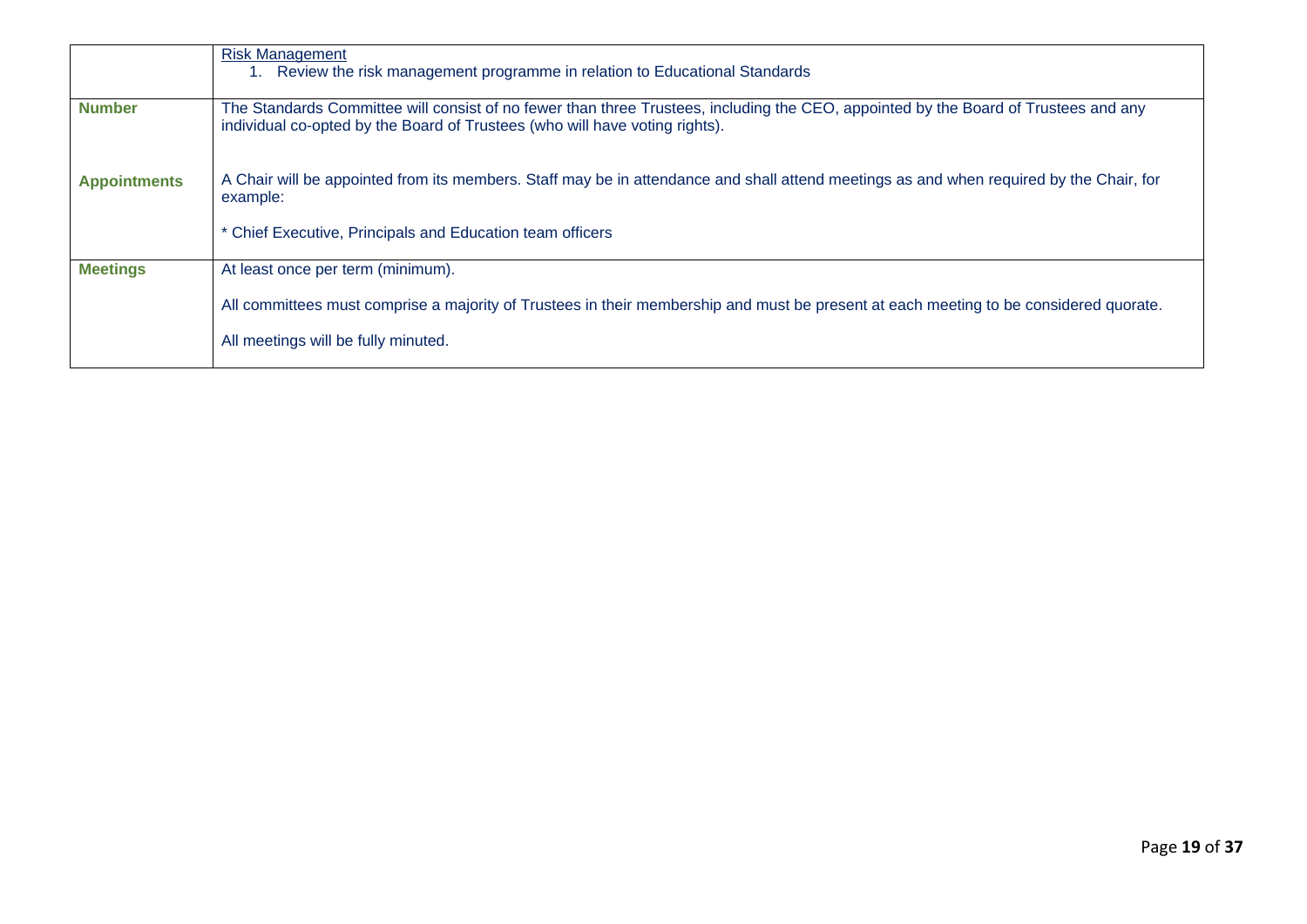| | |
|---|---|
| | Risk Management<br>1. Review the risk management programme in relation to Educational Standards |
| **Number**<br><br><br>**Appointments** | The Standards Committee will consist of no fewer than three Trustees, including the CEO, appointed by the Board of Trustees and any individual co-opted by the Board of Trustees (who will have voting rights).<br><br>A Chair will be appointed from its members. Staff may be in attendance and shall attend meetings as and when required by the Chair, for example:<br><br>* Chief Executive, Principals and Education team officers |
| **Meetings** | At least once per term (minimum).<br><br>All committees must comprise a majority of Trustees in their membership and must be present at each meeting to be considered quorate.<br><br>All meetings will be fully minuted. |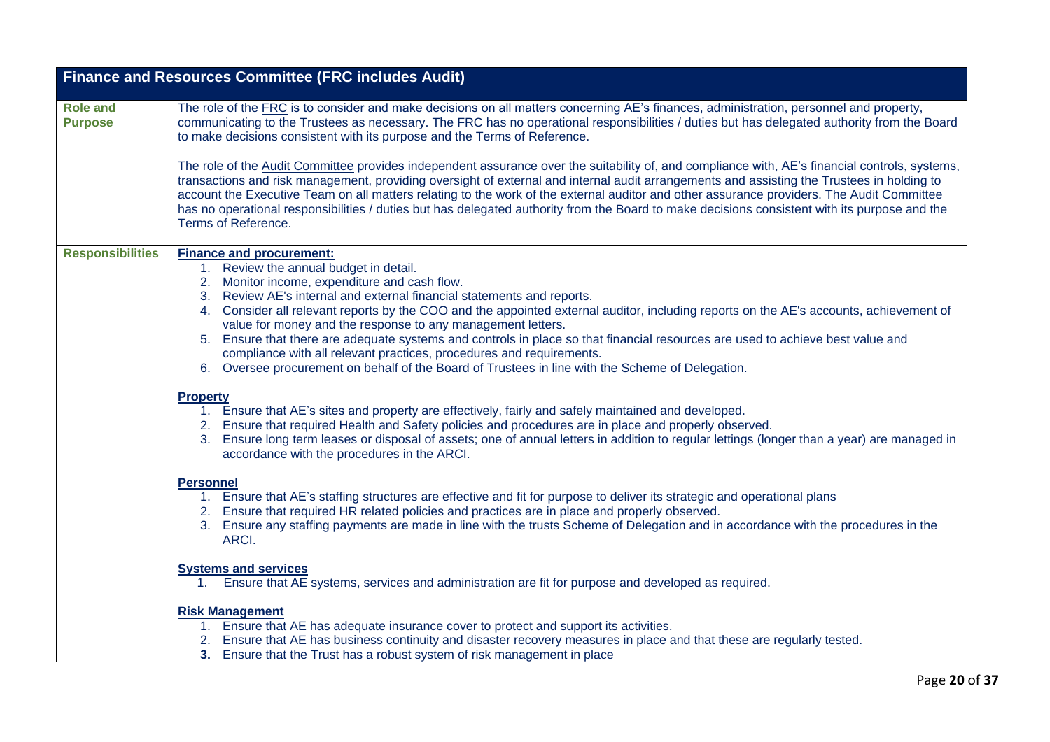| Finance and Resources Committee (FRC includes Audit) | |
|---|---|
| **Role and Purpose** | The role of the FRC is to consider and make decisions on all matters concerning AE's finances, administration, personnel and property, communicating to the Trustees as necessary. The FRC has no operational responsibilities / duties but has delegated authority from the Board to make decisions consistent with its purpose and the Terms of Reference.<br><br>The role of the Audit Committee provides independent assurance over the suitability of, and compliance with, AE's financial controls, systems, transactions and risk management, providing oversight of external and internal audit arrangements and assisting the Trustees in holding to account the Executive Team on all matters relating to the work of the external auditor and other assurance providers. The Audit Committee has no operational responsibilities / duties but has delegated authority from the Board to make decisions consistent with its purpose and the Terms of Reference. |
| **Responsibilities** | **Finance and procurement:**<br>1. Review the annual budget in detail.<br>2. Monitor income, expenditure and cash flow.<br>3. Review AE's internal and external financial statements and reports.<br>4. Consider all relevant reports by the COO and the appointed external auditor, including reports on the AE's accounts, achievement of value for money and the response to any management letters.<br>5. Ensure that there are adequate systems and controls in place so that financial resources are used to achieve best value and compliance with all relevant practices, procedures and requirements.<br>6. Oversee procurement on behalf of the Board of Trustees in line with the Scheme of Delegation.<br><br>**Property**<br>1. Ensure that AE's sites and property are effectively, fairly and safely maintained and developed.<br>2. Ensure that required Health and Safety policies and procedures are in place and properly observed.<br>3. Ensure long term leases or disposal of assets; one of annual letters in addition to regular lettings (longer than a year) are managed in accordance with the procedures in the ARCI.<br><br>**Personnel**<br>1. Ensure that AE's staffing structures are effective and fit for purpose to deliver its strategic and operational plans<br>2. Ensure that required HR related policies and practices are in place and properly observed.<br>3. Ensure any staffing payments are made in line with the trusts Scheme of Delegation and in accordance with the procedures in the ARCI.<br><br>**Systems and services**<br>1. Ensure that AE systems, services and administration are fit for purpose and developed as required.<br><br>**Risk Management**<br>1. Ensure that AE has adequate insurance cover to protect and support its activities.<br>2. Ensure that AE has business continuity and disaster recovery measures in place and that these are regularly tested.<br>**3.** Ensure that the Trust has a robust system of risk management in place |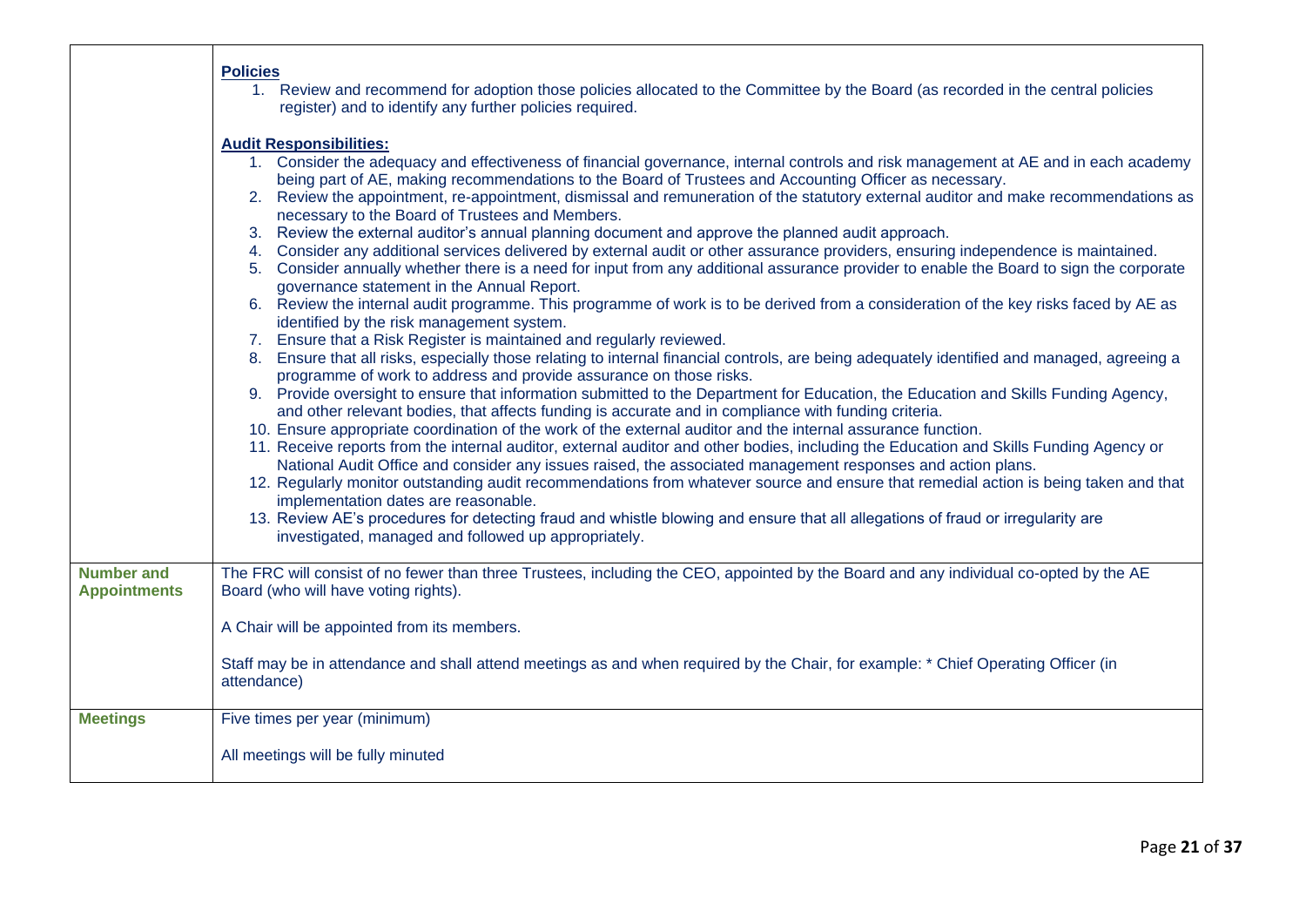| | |
|---|---|
| | **Policies**<br>1. Review and recommend for adoption those policies allocated to the Committee by the Board (as recorded in the central policies register) and to identify any further policies required.<br><br>**Audit Responsibilities:**<br>1. Consider the adequacy and effectiveness of financial governance, internal controls and risk management at AE and in each academy being part of AE, making recommendations to the Board of Trustees and Accounting Officer as necessary.<br>2. Review the appointment, re-appointment, dismissal and remuneration of the statutory external auditor and make recommendations as necessary to the Board of Trustees and Members.<br>3. Review the external auditor's annual planning document and approve the planned audit approach.<br>4. Consider any additional services delivered by external audit or other assurance providers, ensuring independence is maintained.<br>5. Consider annually whether there is a need for input from any additional assurance provider to enable the Board to sign the corporate governance statement in the Annual Report.<br>6. Review the internal audit programme. This programme of work is to be derived from a consideration of the key risks faced by AE as identified by the risk management system.<br>7. Ensure that a Risk Register is maintained and regularly reviewed.<br>8. Ensure that all risks, especially those relating to internal financial controls, are being adequately identified and managed, agreeing a programme of work to address and provide assurance on those risks.<br>9. Provide oversight to ensure that information submitted to the Department for Education, the Education and Skills Funding Agency, and other relevant bodies, that affects funding is accurate and in compliance with funding criteria.<br>10. Ensure appropriate coordination of the work of the external auditor and the internal assurance function.<br>11. Receive reports from the internal auditor, external auditor and other bodies, including the Education and Skills Funding Agency or National Audit Office and consider any issues raised, the associated management responses and action plans.<br>12. Regularly monitor outstanding audit recommendations from whatever source and ensure that remedial action is being taken and that implementation dates are reasonable.<br>13. Review AE's procedures for detecting fraud and whistle blowing and ensure that all allegations of fraud or irregularity are investigated, managed and followed up appropriately. |
| **Number and Appointments** | The FRC will consist of no fewer than three Trustees, including the CEO, appointed by the Board and any individual co-opted by the AE Board (who will have voting rights).<br><br>A Chair will be appointed from its members.<br><br>Staff may be in attendance and shall attend meetings as and when required by the Chair, for example: * Chief Operating Officer (in attendance) |
| **Meetings** | Five times per year (minimum)<br><br>All meetings will be fully minuted |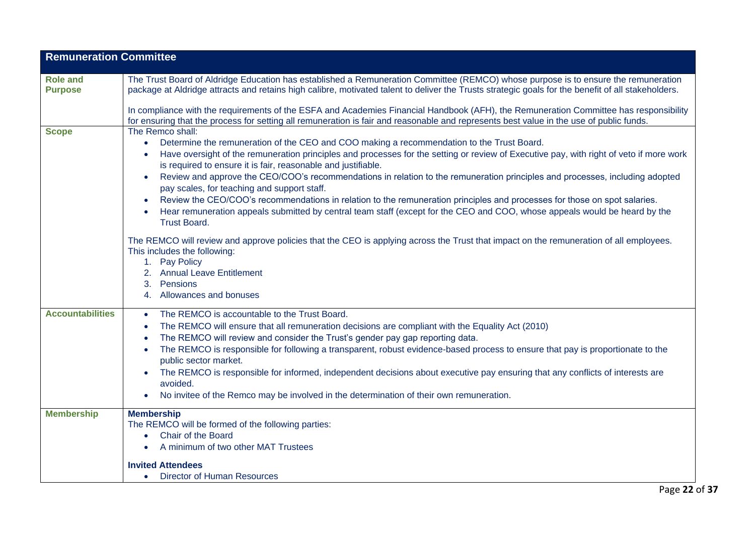| Remuneration Committee | |
|---|---|
| **Role and Purpose** | The Trust Board of Aldridge Education has established a Remuneration Committee (REMCO) whose purpose is to ensure the remuneration package at Aldridge attracts and retains high calibre, motivated talent to deliver the Trusts strategic goals for the benefit of all stakeholders.<br><br>In compliance with the requirements of the ESFA and Academies Financial Handbook (AFH), the Remuneration Committee has responsibility for ensuring that the process for setting all remuneration is fair and reasonable and represents best value in the use of public funds. |
| **Scope** | The Remco shall:<br>• Determine the remuneration of the CEO and COO making a recommendation to the Trust Board.<br>• Have oversight of the remuneration principles and processes for the setting or review of Executive pay, with right of veto if more work is required to ensure it is fair, reasonable and justifiable.<br>• Review and approve the CEO/COO's recommendations in relation to the remuneration principles and processes, including adopted pay scales, for teaching and support staff.<br>• Review the CEO/COO's recommendations in relation to the remuneration principles and processes for those on spot salaries.<br>• Hear remuneration appeals submitted by central team staff (except for the CEO and COO, whose appeals would be heard by the Trust Board.<br><br>The REMCO will review and approve policies that the CEO is applying across the Trust that impact on the remuneration of all employees. This includes the following:<br>1. Pay Policy<br>2. Annual Leave Entitlement<br>3. Pensions<br>4. Allowances and bonuses |
| **Accountabilities** | • The REMCO is accountable to the Trust Board.<br>• The REMCO will ensure that all remuneration decisions are compliant with the Equality Act (2010)<br>• The REMCO will review and consider the Trust's gender pay gap reporting data.<br>• The REMCO is responsible for following a transparent, robust evidence-based process to ensure that pay is proportionate to the public sector market.<br>• The REMCO is responsible for informed, independent decisions about executive pay ensuring that any conflicts of interests are avoided.<br>• No invitee of the Remco may be involved in the determination of their own remuneration. |
| **Membership** | **Membership**<br>The REMCO will be formed of the following parties:<br>• Chair of the Board<br>• A minimum of two other MAT Trustees<br><br>**Invited Attendees**<br>• Director of Human Resources |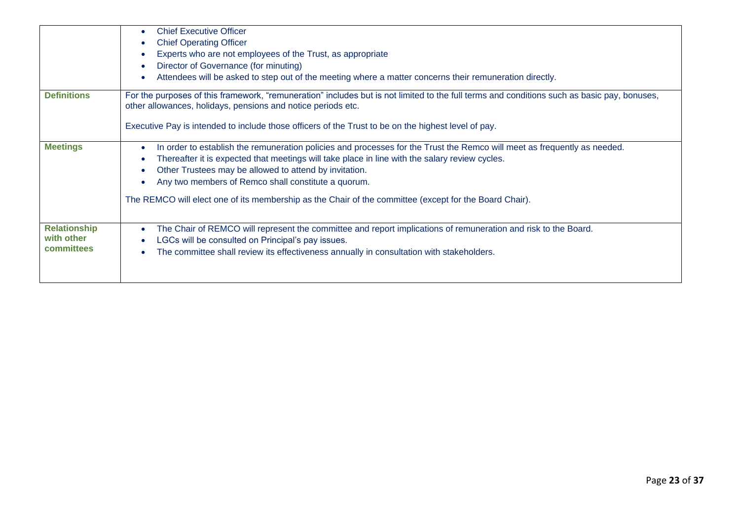|  |  |
|---|---|
|  | • Chief Executive Officer<br>• Chief Operating Officer<br>• Experts who are not employees of the Trust, as appropriate<br>• Director of Governance (for minuting)<br>• Attendees will be asked to step out of the meeting where a matter concerns their remuneration directly. |
| **Definitions** | For the purposes of this framework, "remuneration" includes but is not limited to the full terms and conditions such as basic pay, bonuses, other allowances, holidays, pensions and notice periods etc.<br><br>Executive Pay is intended to include those officers of the Trust to be on the highest level of pay. |
| **Meetings** | • In order to establish the remuneration policies and processes for the Trust the Remco will meet as frequently as needed.<br>• Thereafter it is expected that meetings will take place in line with the salary review cycles.<br>• Other Trustees may be allowed to attend by invitation.<br>• Any two members of Remco shall constitute a quorum.<br><br>The REMCO will elect one of its membership as the Chair of the committee (except for the Board Chair). |
| **Relationship with other committees** | • The Chair of REMCO will represent the committee and report implications of remuneration and risk to the Board.<br>• LGCs will be consulted on Principal's pay issues.<br>• The committee shall review its effectiveness annually in consultation with stakeholders. |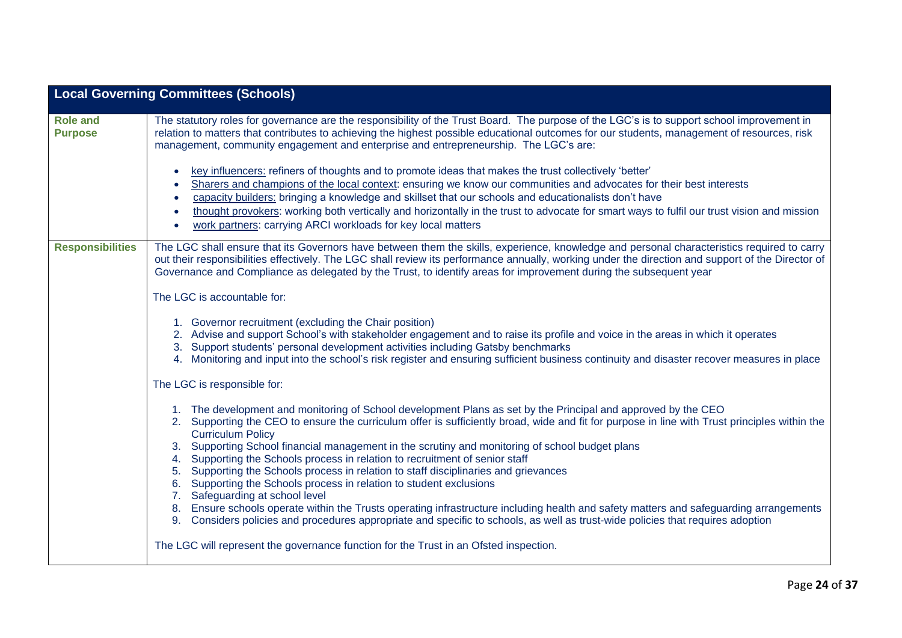| Local Governing Committees (Schools) | |
|---|---|
| **Role and Purpose** | The statutory roles for governance are the responsibility of the Trust Board. The purpose of the LGC's is to support school improvement in relation to matters that contributes to achieving the highest possible educational outcomes for our students, management of resources, risk management, community engagement and enterprise and entrepreneurship. The LGC's are:<br><br>• key influencers: refiners of thoughts and to promote ideas that makes the trust collectively 'better'<br>• Sharers and champions of the local context: ensuring we know our communities and advocates for their best interests<br>• capacity builders: bringing a knowledge and skillset that our schools and educationalists don't have<br>• thought provokers: working both vertically and horizontally in the trust to advocate for smart ways to fulfil our trust vision and mission<br>• work partners: carrying ARCI workloads for key local matters |
| **Responsibilities** | The LGC shall ensure that its Governors have between them the skills, experience, knowledge and personal characteristics required to carry out their responsibilities effectively. The LGC shall review its performance annually, working under the direction and support of the Director of Governance and Compliance as delegated by the Trust, to identify areas for improvement during the subsequent year<br><br>The LGC is accountable for:<br><br>1. Governor recruitment (excluding the Chair position)<br>2. Advise and support School's with stakeholder engagement and to raise its profile and voice in the areas in which it operates<br>3. Support students' personal development activities including Gatsby benchmarks<br>4. Monitoring and input into the school's risk register and ensuring sufficient business continuity and disaster recover measures in place<br><br>The LGC is responsible for:<br><br>1. The development and monitoring of School development Plans as set by the Principal and approved by the CEO<br>2. Supporting the CEO to ensure the curriculum offer is sufficiently broad, wide and fit for purpose in line with Trust principles within the Curriculum Policy<br>3. Supporting School financial management in the scrutiny and monitoring of school budget plans<br>4. Supporting the Schools process in relation to recruitment of senior staff<br>5. Supporting the Schools process in relation to staff disciplinaries and grievances<br>6. Supporting the Schools process in relation to student exclusions<br>7. Safeguarding at school level<br>8. Ensure schools operate within the Trusts operating infrastructure including health and safety matters and safeguarding arrangements<br>9. Considers policies and procedures appropriate and specific to schools, as well as trust-wide policies that requires adoption<br><br>The LGC will represent the governance function for the Trust in an Ofsted inspection. |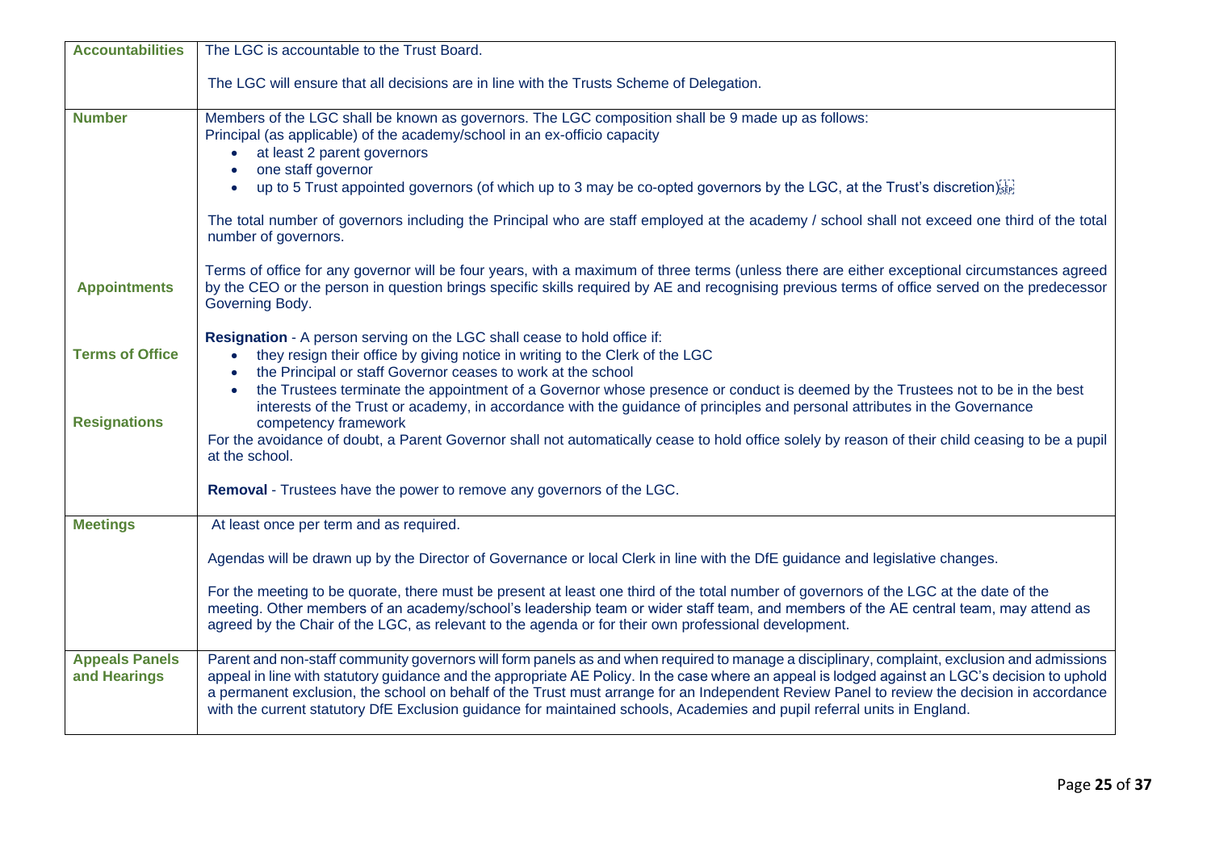| | |
|---|---|
| **Accountabilities** | The LGC is accountable to the Trust Board.<br><br>The LGC will ensure that all decisions are in line with the Trusts Scheme of Delegation. |
| **Number**<br><br><br><br><br><br><br><br>**Appointments**<br><br><br>**Terms of Office**<br><br><br><br>**Resignations** | Members of the LGC shall be known as governors. The LGC composition shall be 9 made up as follows:<br>Principal (as applicable) of the academy/school in an ex-officio capacity<br>• at least 2 parent governors<br>• one staff governor<br>• up to 5 Trust appointed governors (of which up to 3 may be co-opted governors by the LGC, at the Trust's discretion)<br><br>The total number of governors including the Principal who are staff employed at the academy / school shall not exceed one third of the total number of governors.<br><br>Terms of office for any governor will be four years, with a maximum of three terms (unless there are either exceptional circumstances agreed by the CEO or the person in question brings specific skills required by AE and recognising previous terms of office served on the predecessor Governing Body.<br><br>**Resignation** - A person serving on the LGC shall cease to hold office if:<br>• they resign their office by giving notice in writing to the Clerk of the LGC<br>• the Principal or staff Governor ceases to work at the school<br>• the Trustees terminate the appointment of a Governor whose presence or conduct is deemed by the Trustees not to be in the best interests of the Trust or academy, in accordance with the guidance of principles and personal attributes in the Governance competency framework<br>For the avoidance of doubt, a Parent Governor shall not automatically cease to hold office solely by reason of their child ceasing to be a pupil at the school.<br><br>**Removal** - Trustees have the power to remove any governors of the LGC. |
| **Meetings** | At least once per term and as required.<br><br>Agendas will be drawn up by the Director of Governance or local Clerk in line with the DfE guidance and legislative changes.<br><br>For the meeting to be quorate, there must be present at least one third of the total number of governors of the LGC at the date of the meeting. Other members of an academy/school's leadership team or wider staff team, and members of the AE central team, may attend as agreed by the Chair of the LGC, as relevant to the agenda or for their own professional development. |
| **Appeals Panels and Hearings** | Parent and non-staff community governors will form panels as and when required to manage a disciplinary, complaint, exclusion and admissions appeal in line with statutory guidance and the appropriate AE Policy. In the case where an appeal is lodged against an LGC's decision to uphold a permanent exclusion, the school on behalf of the Trust must arrange for an Independent Review Panel to review the decision in accordance with the current statutory DfE Exclusion guidance for maintained schools, Academies and pupil referral units in England. |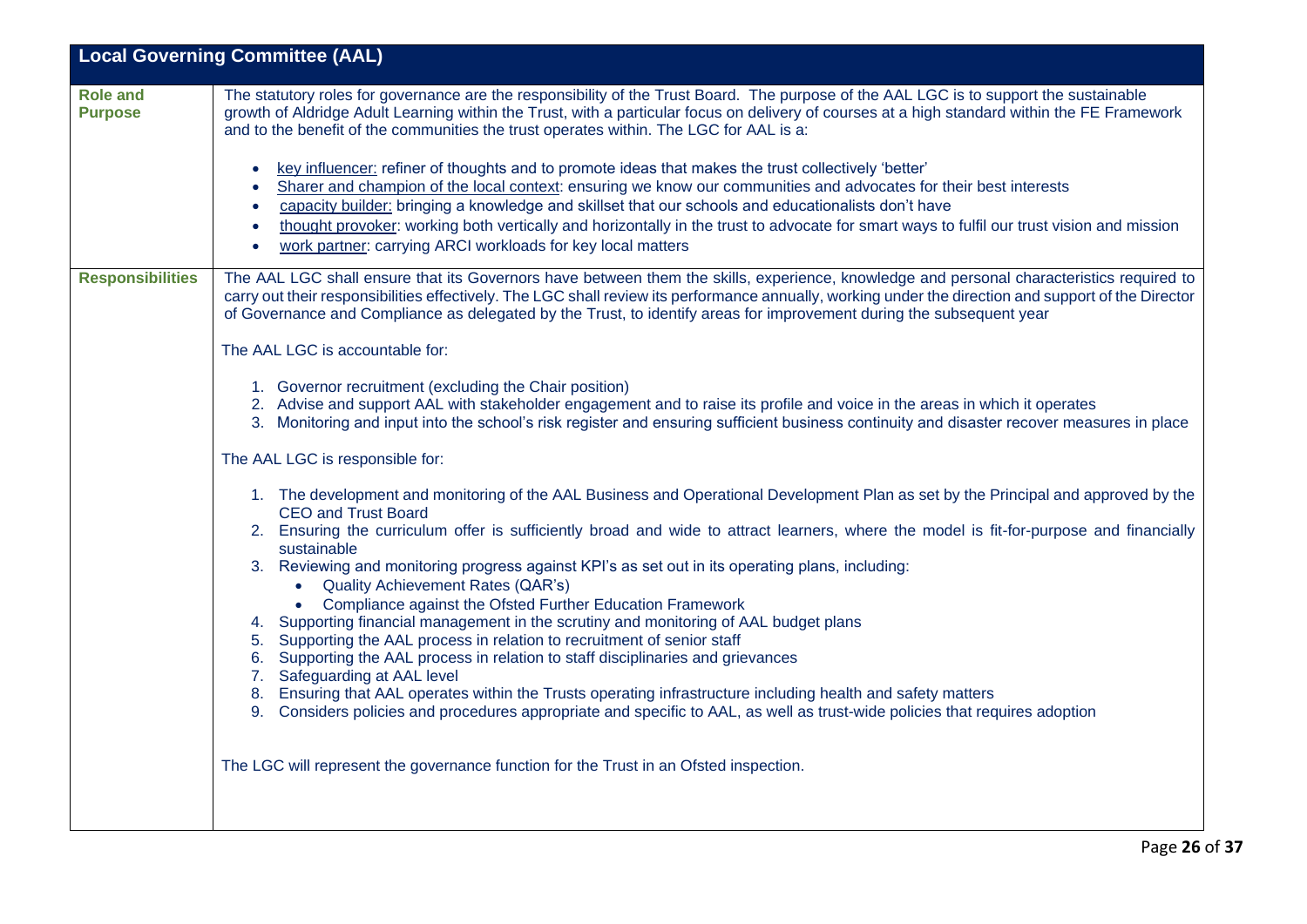| Local Governing Committee (AAL) | |
|---|---|
| **Role and Purpose** | The statutory roles for governance are the responsibility of the Trust Board. The purpose of the AAL LGC is to support the sustainable growth of Aldridge Adult Learning within the Trust, with a particular focus on delivery of courses at a high standard within the FE Framework and to the benefit of the communities the trust operates within. The LGC for AAL is a:<br><br>• key influencer: refiner of thoughts and to promote ideas that makes the trust collectively 'better'<br>• Sharer and champion of the local context: ensuring we know our communities and advocates for their best interests<br>• capacity builder: bringing a knowledge and skillset that our schools and educationalists don't have<br>• thought provoker: working both vertically and horizontally in the trust to advocate for smart ways to fulfil our trust vision and mission<br>• work partner: carrying ARCI workloads for key local matters |
| **Responsibilities** | The AAL LGC shall ensure that its Governors have between them the skills, experience, knowledge and personal characteristics required to carry out their responsibilities effectively. The LGC shall review its performance annually, working under the direction and support of the Director of Governance and Compliance as delegated by the Trust, to identify areas for improvement during the subsequent year<br><br>The AAL LGC is accountable for:<br><br>1. Governor recruitment (excluding the Chair position)<br>2. Advise and support AAL with stakeholder engagement and to raise its profile and voice in the areas in which it operates<br>3. Monitoring and input into the school's risk register and ensuring sufficient business continuity and disaster recover measures in place<br><br>The AAL LGC is responsible for:<br><br>1. The development and monitoring of the AAL Business and Operational Development Plan as set by the Principal and approved by the CEO and Trust Board<br>2. Ensuring the curriculum offer is sufficiently broad and wide to attract learners, where the model is fit-for-purpose and financially sustainable<br>3. Reviewing and monitoring progress against KPI's as set out in its operating plans, including:<br>&nbsp;&nbsp;&nbsp;&nbsp;• Quality Achievement Rates (QAR's)<br>&nbsp;&nbsp;&nbsp;&nbsp;• Compliance against the Ofsted Further Education Framework<br>4. Supporting financial management in the scrutiny and monitoring of AAL budget plans<br>5. Supporting the AAL process in relation to recruitment of senior staff<br>6. Supporting the AAL process in relation to staff disciplinaries and grievances<br>7. Safeguarding at AAL level<br>8. Ensuring that AAL operates within the Trusts operating infrastructure including health and safety matters<br>9. Considers policies and procedures appropriate and specific to AAL, as well as trust-wide policies that requires adoption<br><br>The LGC will represent the governance function for the Trust in an Ofsted inspection. |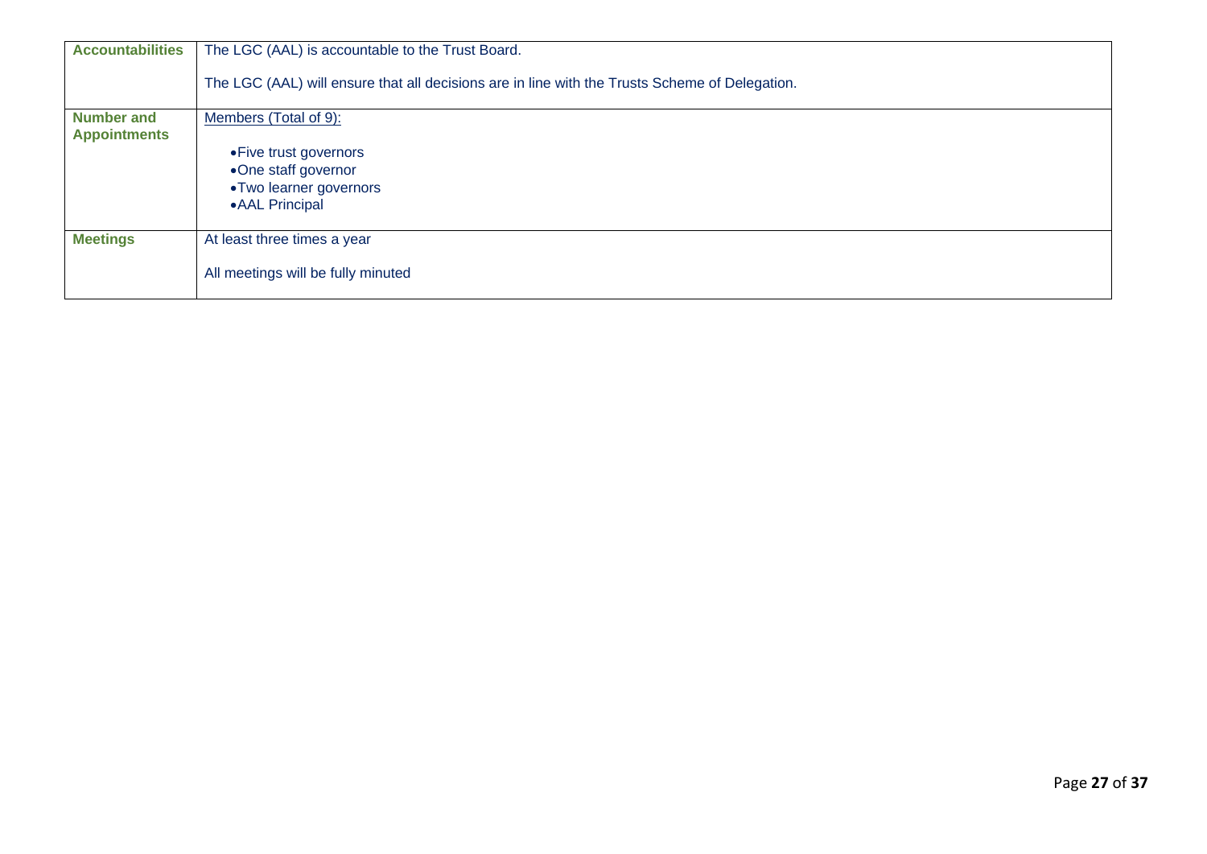| | |
|---|---|
| **Accountabilities** | The LGC (AAL) is accountable to the Trust Board.<br><br>The LGC (AAL) will ensure that all decisions are in line with the Trusts Scheme of Delegation. |
| **Number and Appointments** | <u>Members (Total of 9):</u><br><br>• Five trust governors<br>• One staff governor<br>• Two learner governors<br>• AAL Principal |
| **Meetings** | At least three times a year<br><br>All meetings will be fully minuted |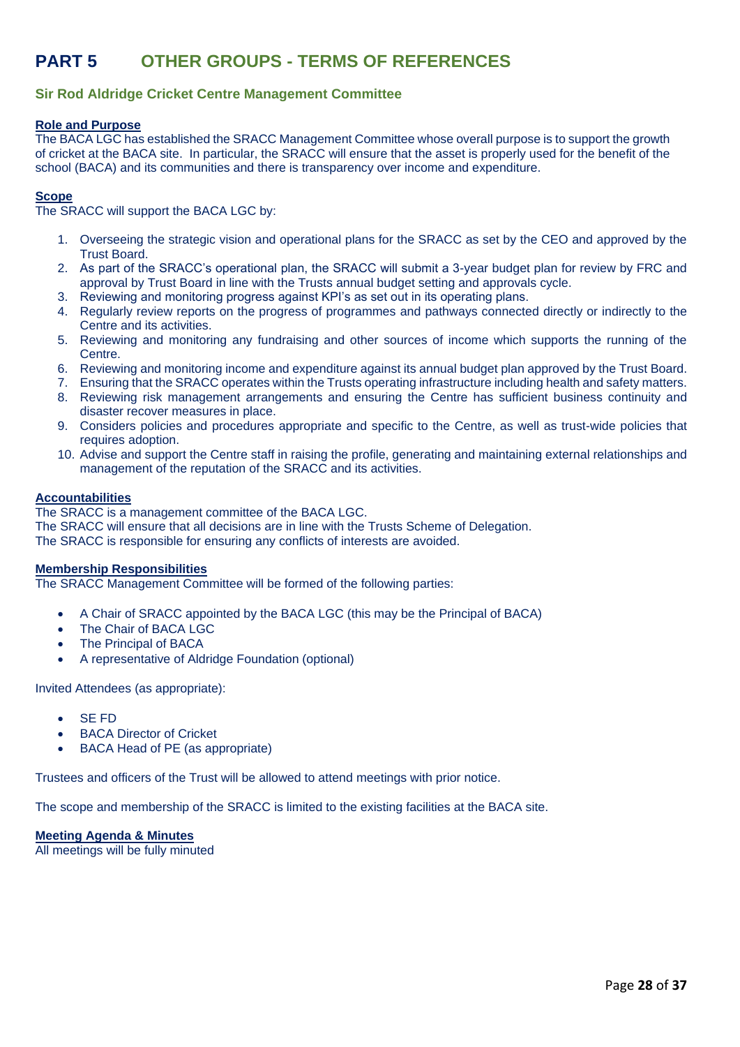# PART 5 OTHER GROUPS - TERMS OF REFERENCES

## Sir Rod Aldridge Cricket Centre Management Committee

**Role and Purpose**

The BACA LGC has established the SRACC Management Committee whose overall purpose is to support the growth of cricket at the BACA site. In particular, the SRACC will ensure that the asset is properly used for the benefit of the school (BACA) and its communities and there is transparency over income and expenditure.

**Scope**

The SRACC will support the BACA LGC by:

1. Overseeing the strategic vision and operational plans for the SRACC as set by the CEO and approved by the Trust Board.
2. As part of the SRACC's operational plan, the SRACC will submit a 3-year budget plan for review by FRC and approval by Trust Board in line with the Trusts annual budget setting and approvals cycle.
3. Reviewing and monitoring progress against KPI's as set out in its operating plans.
4. Regularly review reports on the progress of programmes and pathways connected directly or indirectly to the Centre and its activities.
5. Reviewing and monitoring any fundraising and other sources of income which supports the running of the Centre.
6. Reviewing and monitoring income and expenditure against its annual budget plan approved by the Trust Board.
7. Ensuring that the SRACC operates within the Trusts operating infrastructure including health and safety matters.
8. Reviewing risk management arrangements and ensuring the Centre has sufficient business continuity and disaster recover measures in place.
9. Considers policies and procedures appropriate and specific to the Centre, as well as trust-wide policies that requires adoption.
10. Advise and support the Centre staff in raising the profile, generating and maintaining external relationships and management of the reputation of the SRACC and its activities.

**Accountabilities**

The SRACC is a management committee of the BACA LGC.
The SRACC will ensure that all decisions are in line with the Trusts Scheme of Delegation.
The SRACC is responsible for ensuring any conflicts of interests are avoided.

**Membership Responsibilities**

The SRACC Management Committee will be formed of the following parties:

- A Chair of SRACC appointed by the BACA LGC (this may be the Principal of BACA)
- The Chair of BACA LGC
- The Principal of BACA
- A representative of Aldridge Foundation (optional)

Invited Attendees (as appropriate):

- SE FD
- BACA Director of Cricket
- BACA Head of PE (as appropriate)

Trustees and officers of the Trust will be allowed to attend meetings with prior notice.

The scope and membership of the SRACC is limited to the existing facilities at the BACA site.

**Meeting Agenda & Minutes**

All meetings will be fully minuted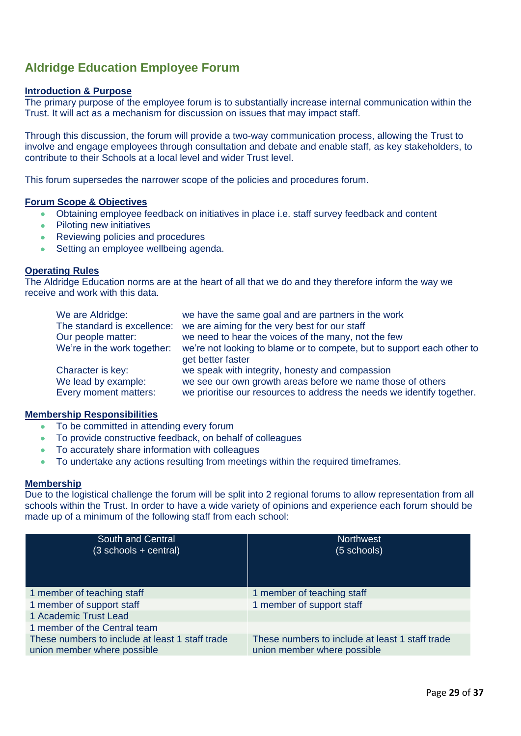## Aldridge Education Employee Forum

### Introduction & Purpose

The primary purpose of the employee forum is to substantially increase internal communication within the Trust. It will act as a mechanism for discussion on issues that may impact staff.

Through this discussion, the forum will provide a two-way communication process, allowing the Trust to involve and engage employees through consultation and debate and enable staff, as key stakeholders, to contribute to their Schools at a local level and wider Trust level.

This forum supersedes the narrower scope of the policies and procedures forum.

### Forum Scope & Objectives

- Obtaining employee feedback on initiatives in place i.e. staff survey feedback and content
- Piloting new initiatives
- Reviewing policies and procedures
- Setting an employee wellbeing agenda.

### Operating Rules

The Aldridge Education norms are at the heart of all that we do and they therefore inform the way we receive and work with this data.

| | |
|---|---|
| We are Aldridge: | we have the same goal and are partners in the work |
| The standard is excellence: | we are aiming for the very best for our staff |
| Our people matter: | we need to hear the voices of the many, not the few |
| We're in the work together: | we're not looking to blame or to compete, but to support each other to get better faster |
| Character is key: | we speak with integrity, honesty and compassion |
| We lead by example: | we see our own growth areas before we name those of others |
| Every moment matters: | we prioritise our resources to address the needs we identify together. |

### Membership Responsibilities

- To be committed in attending every forum
- To provide constructive feedback, on behalf of colleagues
- To accurately share information with colleagues
- To undertake any actions resulting from meetings within the required timeframes.

### Membership

Due to the logistical challenge the forum will be split into 2 regional forums to allow representation from all schools within the Trust. In order to have a wide variety of opinions and experience each forum should be made up of a minimum of the following staff from each school:

| South and Central (3 schools + central) | Northwest (5 schools) |
|---|---|
| 1 member of teaching staff | 1 member of teaching staff |
| 1 member of support staff | 1 member of support staff |
| 1 Academic Trust Lead | |
| 1 member of the Central team | |
| These numbers to include at least 1 staff trade union member where possible | These numbers to include at least 1 staff trade union member where possible |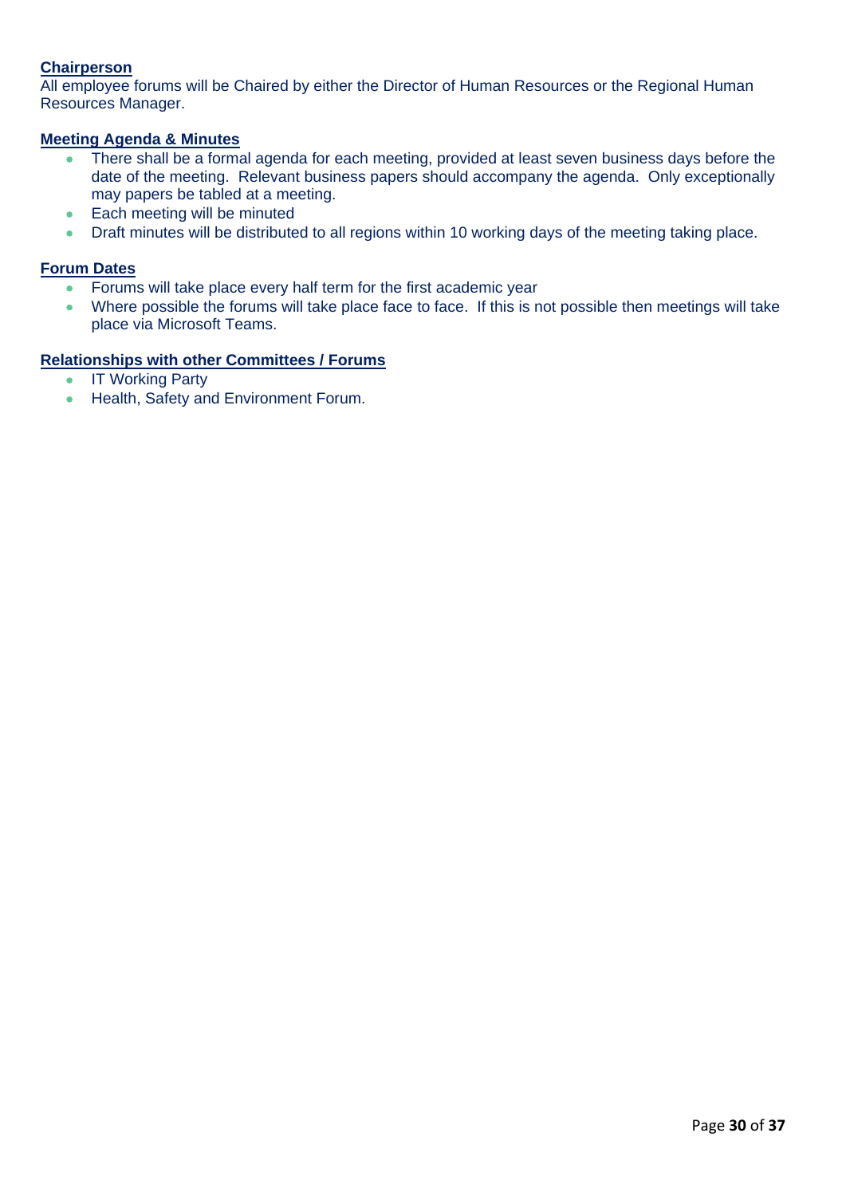**Chairperson**

All employee forums will be Chaired by either the Director of Human Resources or the Regional Human Resources Manager.

**Meeting Agenda & Minutes**

- There shall be a formal agenda for each meeting, provided at least seven business days before the date of the meeting. Relevant business papers should accompany the agenda. Only exceptionally may papers be tabled at a meeting.
- Each meeting will be minuted
- Draft minutes will be distributed to all regions within 10 working days of the meeting taking place.

**Forum Dates**

- Forums will take place every half term for the first academic year
- Where possible the forums will take place face to face. If this is not possible then meetings will take place via Microsoft Teams.

**Relationships with other Committees / Forums**

- IT Working Party
- Health, Safety and Environment Forum.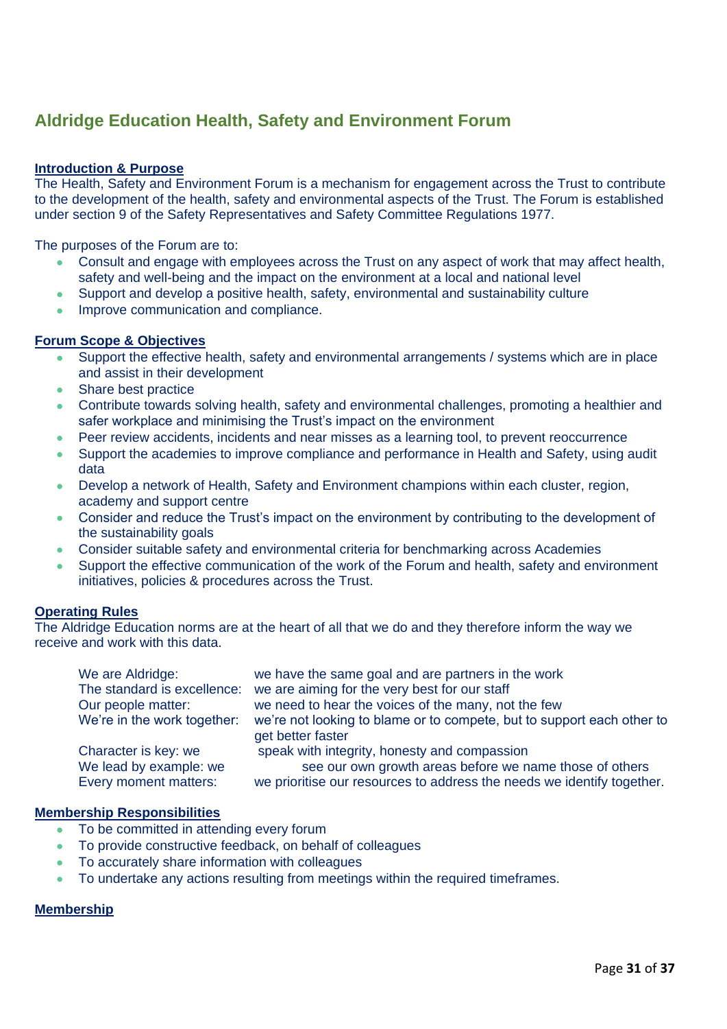## Aldridge Education Health, Safety and Environment Forum

**Introduction & Purpose**

The Health, Safety and Environment Forum is a mechanism for engagement across the Trust to contribute to the development of the health, safety and environmental aspects of the Trust. The Forum is established under section 9 of the Safety Representatives and Safety Committee Regulations 1977.

The purposes of the Forum are to:

- Consult and engage with employees across the Trust on any aspect of work that may affect health, safety and well-being and the impact on the environment at a local and national level
- Support and develop a positive health, safety, environmental and sustainability culture
- Improve communication and compliance.

**Forum Scope & Objectives**

- Support the effective health, safety and environmental arrangements / systems which are in place and assist in their development
- Share best practice
- Contribute towards solving health, safety and environmental challenges, promoting a healthier and safer workplace and minimising the Trust's impact on the environment
- Peer review accidents, incidents and near misses as a learning tool, to prevent reoccurrence
- Support the academies to improve compliance and performance in Health and Safety, using audit data
- Develop a network of Health, Safety and Environment champions within each cluster, region, academy and support centre
- Consider and reduce the Trust's impact on the environment by contributing to the development of the sustainability goals
- Consider suitable safety and environmental criteria for benchmarking across Academies
- Support the effective communication of the work of the Forum and health, safety and environment initiatives, policies & procedures across the Trust.

**Operating Rules**

The Aldridge Education norms are at the heart of all that we do and they therefore inform the way we receive and work with this data.

| | |
|---|---|
| We are Aldridge: | we have the same goal and are partners in the work |
| The standard is excellence: | we are aiming for the very best for our staff |
| Our people matter: | we need to hear the voices of the many, not the few |
| We're in the work together: | we're not looking to blame or to compete, but to support each other to get better faster |
| Character is key: we | speak with integrity, honesty and compassion |
| We lead by example: we | see our own growth areas before we name those of others |
| Every moment matters: | we prioritise our resources to address the needs we identify together. |

**Membership Responsibilities**

- To be committed in attending every forum
- To provide constructive feedback, on behalf of colleagues
- To accurately share information with colleagues
- To undertake any actions resulting from meetings within the required timeframes.

**Membership**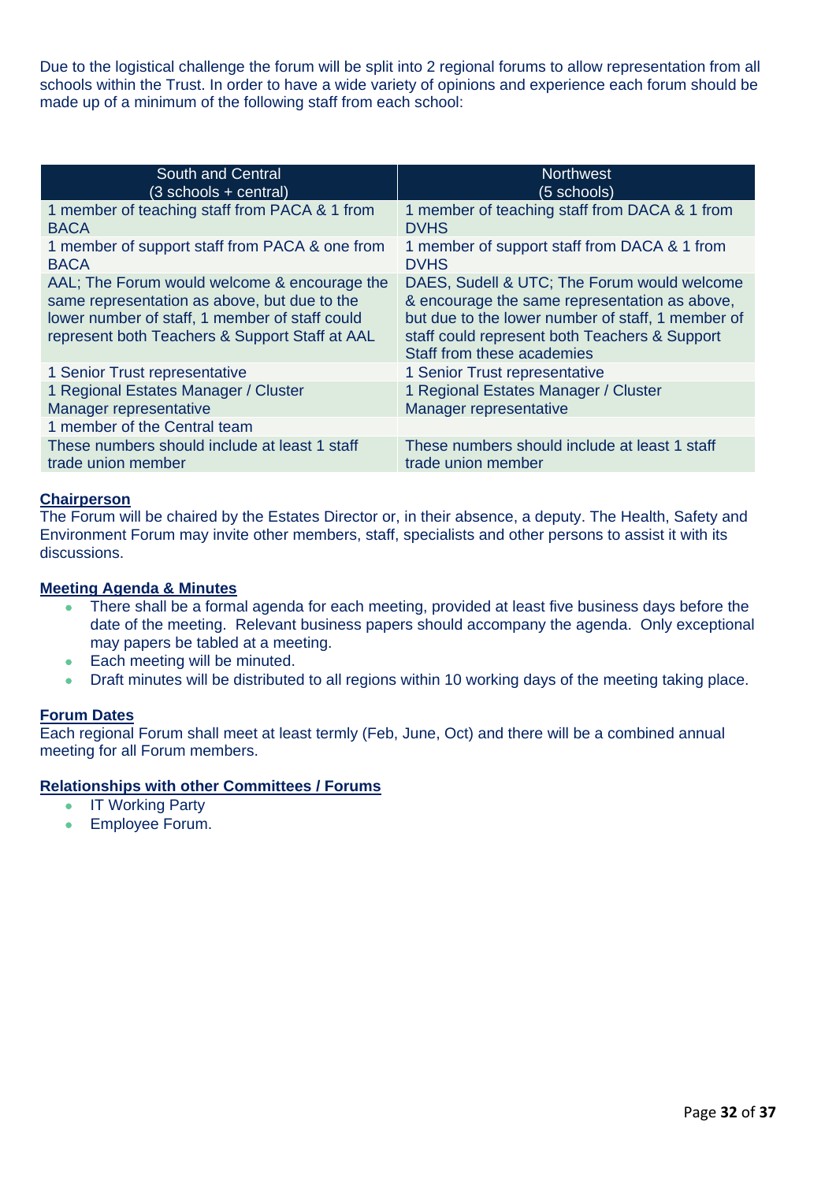Due to the logistical challenge the forum will be split into 2 regional forums to allow representation from all schools within the Trust. In order to have a wide variety of opinions and experience each forum should be made up of a minimum of the following staff from each school:

| South and Central (3 schools + central) | Northwest (5 schools) |
|---|---|
| 1 member of teaching staff from PACA & 1 from BACA | 1 member of teaching staff from DACA & 1 from DVHS |
| 1 member of support staff from PACA & one from BACA | 1 member of support staff from DACA & 1 from DVHS |
| AAL; The Forum would welcome & encourage the same representation as above, but due to the lower number of staff, 1 member of staff could represent both Teachers & Support Staff at AAL | DAES, Sudell & UTC; The Forum would welcome & encourage the same representation as above, but due to the lower number of staff, 1 member of staff could represent both Teachers & Support Staff from these academies |
| 1 Senior Trust representative | 1 Senior Trust representative |
| 1 Regional Estates Manager / Cluster Manager representative | 1 Regional Estates Manager / Cluster Manager representative |
| 1 member of the Central team | |
| These numbers should include at least 1 staff trade union member | These numbers should include at least 1 staff trade union member |

**Chairperson**

The Forum will be chaired by the Estates Director or, in their absence, a deputy. The Health, Safety and Environment Forum may invite other members, staff, specialists and other persons to assist it with its discussions.

**Meeting Agenda & Minutes**

- There shall be a formal agenda for each meeting, provided at least five business days before the date of the meeting. Relevant business papers should accompany the agenda. Only exceptional may papers be tabled at a meeting.
- Each meeting will be minuted.
- Draft minutes will be distributed to all regions within 10 working days of the meeting taking place.

**Forum Dates**

Each regional Forum shall meet at least termly (Feb, June, Oct) and there will be a combined annual meeting for all Forum members.

**Relationships with other Committees / Forums**

- IT Working Party
- Employee Forum.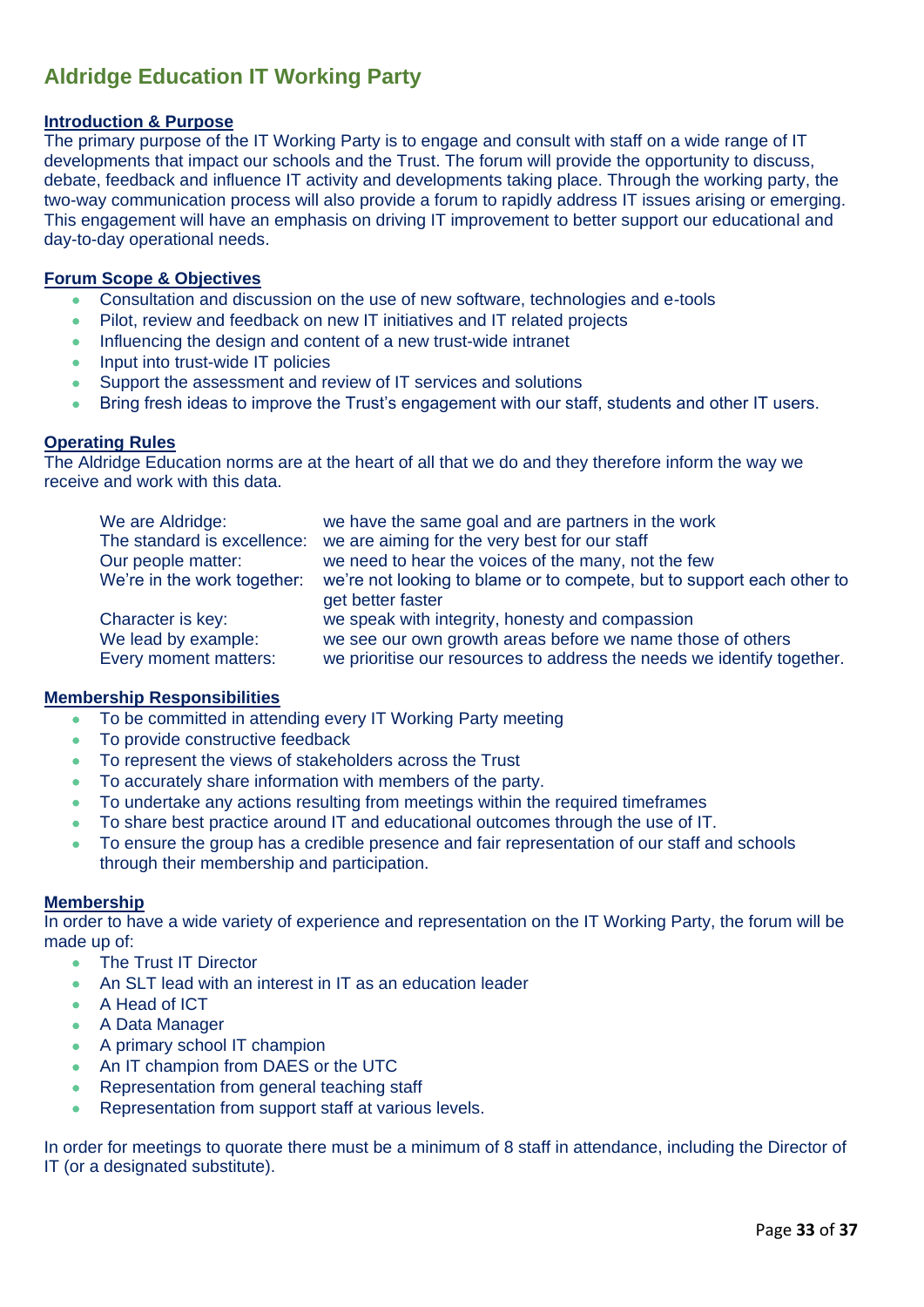## Aldridge Education IT Working Party

**Introduction & Purpose**

The primary purpose of the IT Working Party is to engage and consult with staff on a wide range of IT developments that impact our schools and the Trust. The forum will provide the opportunity to discuss, debate, feedback and influence IT activity and developments taking place. Through the working party, the two-way communication process will also provide a forum to rapidly address IT issues arising or emerging. This engagement will have an emphasis on driving IT improvement to better support our educational and day-to-day operational needs.

**Forum Scope & Objectives**

- Consultation and discussion on the use of new software, technologies and e-tools
- Pilot, review and feedback on new IT initiatives and IT related projects
- Influencing the design and content of a new trust-wide intranet
- Input into trust-wide IT policies
- Support the assessment and review of IT services and solutions
- Bring fresh ideas to improve the Trust's engagement with our staff, students and other IT users.

**Operating Rules**

The Aldridge Education norms are at the heart of all that we do and they therefore inform the way we receive and work with this data.

| | |
|---|---|
| We are Aldridge: | we have the same goal and are partners in the work |
| The standard is excellence: | we are aiming for the very best for our staff |
| Our people matter: | we need to hear the voices of the many, not the few |
| We're in the work together: | we're not looking to blame or to compete, but to support each other to get better faster |
| Character is key: | we speak with integrity, honesty and compassion |
| We lead by example: | we see our own growth areas before we name those of others |
| Every moment matters: | we prioritise our resources to address the needs we identify together. |

**Membership Responsibilities**

- To be committed in attending every IT Working Party meeting
- To provide constructive feedback
- To represent the views of stakeholders across the Trust
- To accurately share information with members of the party.
- To undertake any actions resulting from meetings within the required timeframes
- To share best practice around IT and educational outcomes through the use of IT.
- To ensure the group has a credible presence and fair representation of our staff and schools through their membership and participation.

**Membership**

In order to have a wide variety of experience and representation on the IT Working Party, the forum will be made up of:

- The Trust IT Director
- An SLT lead with an interest in IT as an education leader
- A Head of ICT
- A Data Manager
- A primary school IT champion
- An IT champion from DAES or the UTC
- Representation from general teaching staff
- Representation from support staff at various levels.

In order for meetings to quorate there must be a minimum of 8 staff in attendance, including the Director of IT (or a designated substitute).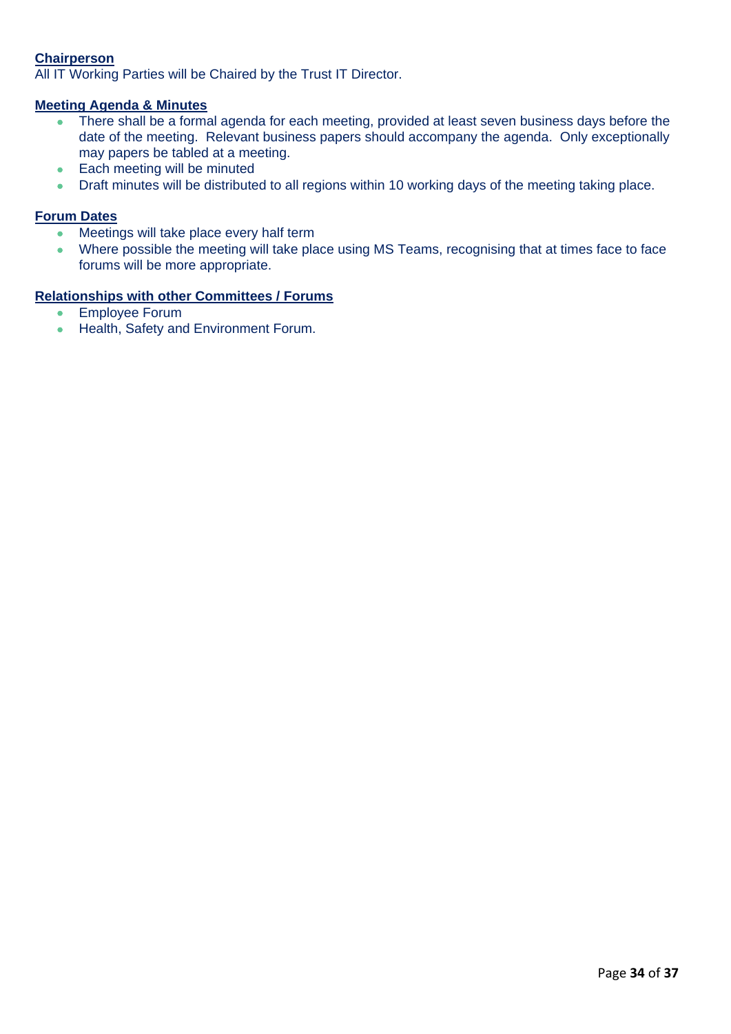**Chairperson**

All IT Working Parties will be Chaired by the Trust IT Director.

**Meeting Agenda & Minutes**

- There shall be a formal agenda for each meeting, provided at least seven business days before the date of the meeting. Relevant business papers should accompany the agenda. Only exceptionally may papers be tabled at a meeting.
- Each meeting will be minuted
- Draft minutes will be distributed to all regions within 10 working days of the meeting taking place.

**Forum Dates**

- Meetings will take place every half term
- Where possible the meeting will take place using MS Teams, recognising that at times face to face forums will be more appropriate.

**Relationships with other Committees / Forums**

- Employee Forum
- Health, Safety and Environment Forum.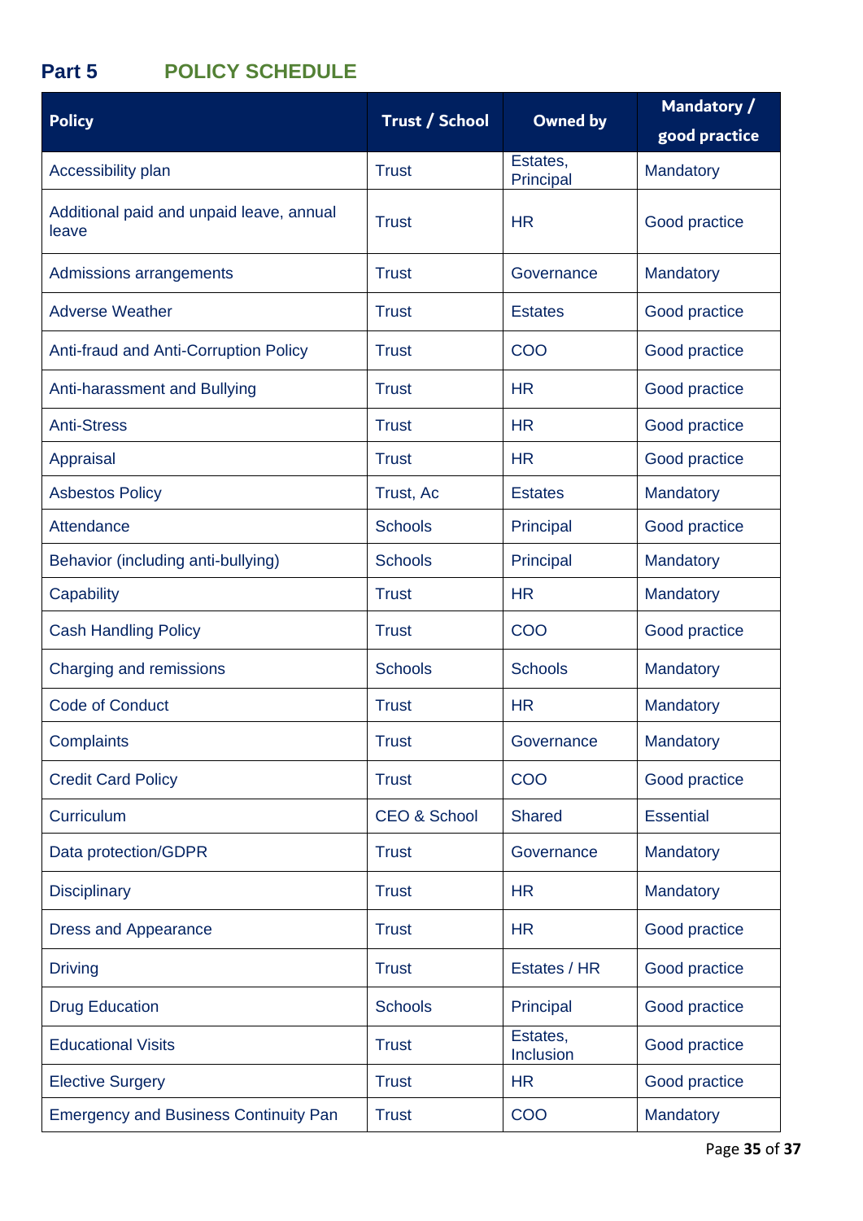## Part 5 POLICY SCHEDULE

| Policy | Trust / School | Owned by | Mandatory / good practice |
|---|---|---|---|
| Accessibility plan | Trust | Estates, Principal | Mandatory |
| Additional paid and unpaid leave, annual leave | Trust | HR | Good practice |
| Admissions arrangements | Trust | Governance | Mandatory |
| Adverse Weather | Trust | Estates | Good practice |
| Anti-fraud and Anti-Corruption Policy | Trust | COO | Good practice |
| Anti-harassment and Bullying | Trust | HR | Good practice |
| Anti-Stress | Trust | HR | Good practice |
| Appraisal | Trust | HR | Good practice |
| Asbestos Policy | Trust, Ac | Estates | Mandatory |
| Attendance | Schools | Principal | Good practice |
| Behavior (including anti-bullying) | Schools | Principal | Mandatory |
| Capability | Trust | HR | Mandatory |
| Cash Handling Policy | Trust | COO | Good practice |
| Charging and remissions | Schools | Schools | Mandatory |
| Code of Conduct | Trust | HR | Mandatory |
| Complaints | Trust | Governance | Mandatory |
| Credit Card Policy | Trust | COO | Good practice |
| Curriculum | CEO & School | Shared | Essential |
| Data protection/GDPR | Trust | Governance | Mandatory |
| Disciplinary | Trust | HR | Mandatory |
| Dress and Appearance | Trust | HR | Good practice |
| Driving | Trust | Estates / HR | Good practice |
| Drug Education | Schools | Principal | Good practice |
| Educational Visits | Trust | Estates, Inclusion | Good practice |
| Elective Surgery | Trust | HR | Good practice |
| Emergency and Business Continuity Pan | Trust | COO | Mandatory |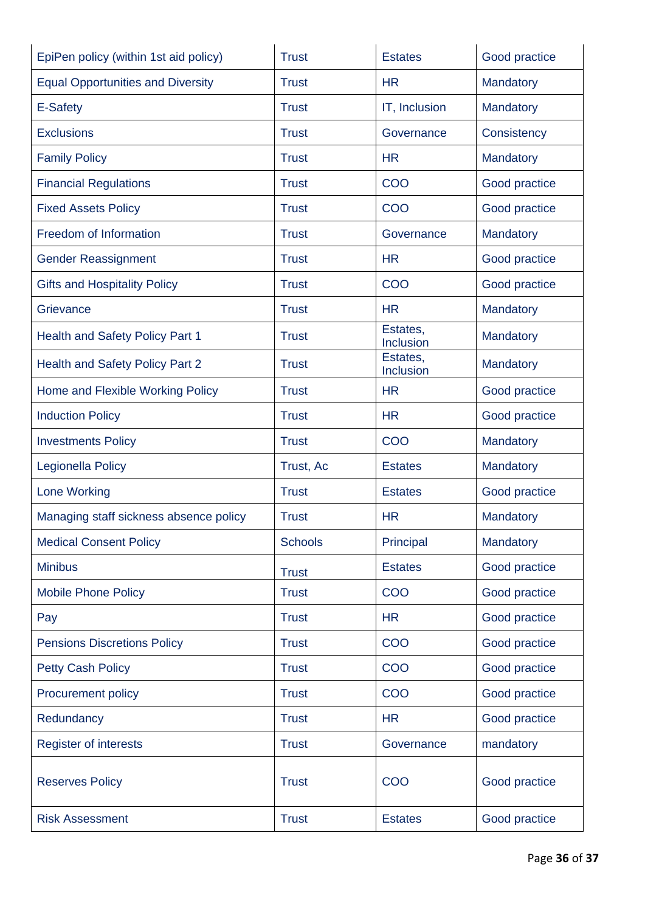| | | | |
|---|---|---|---|
| EpiPen policy (within 1st aid policy) | Trust | Estates | Good practice |
| Equal Opportunities and Diversity | Trust | HR | Mandatory |
| E-Safety | Trust | IT, Inclusion | Mandatory |
| Exclusions | Trust | Governance | Consistency |
| Family Policy | Trust | HR | Mandatory |
| Financial Regulations | Trust | COO | Good practice |
| Fixed Assets Policy | Trust | COO | Good practice |
| Freedom of Information | Trust | Governance | Mandatory |
| Gender Reassignment | Trust | HR | Good practice |
| Gifts and Hospitality Policy | Trust | COO | Good practice |
| Grievance | Trust | HR | Mandatory |
| Health and Safety Policy Part 1 | Trust | Estates, Inclusion | Mandatory |
| Health and Safety Policy Part 2 | Trust | Estates, Inclusion | Mandatory |
| Home and Flexible Working Policy | Trust | HR | Good practice |
| Induction Policy | Trust | HR | Good practice |
| Investments Policy | Trust | COO | Mandatory |
| Legionella Policy | Trust, Ac | Estates | Mandatory |
| Lone Working | Trust | Estates | Good practice |
| Managing staff sickness absence policy | Trust | HR | Mandatory |
| Medical Consent Policy | Schools | Principal | Mandatory |
| Minibus | Trust | Estates | Good practice |
| Mobile Phone Policy | Trust | COO | Good practice |
| Pay | Trust | HR | Good practice |
| Pensions Discretions Policy | Trust | COO | Good practice |
| Petty Cash Policy | Trust | COO | Good practice |
| Procurement policy | Trust | COO | Good practice |
| Redundancy | Trust | HR | Good practice |
| Register of interests | Trust | Governance | mandatory |
| Reserves Policy | Trust | COO | Good practice |
| Risk Assessment | Trust | Estates | Good practice |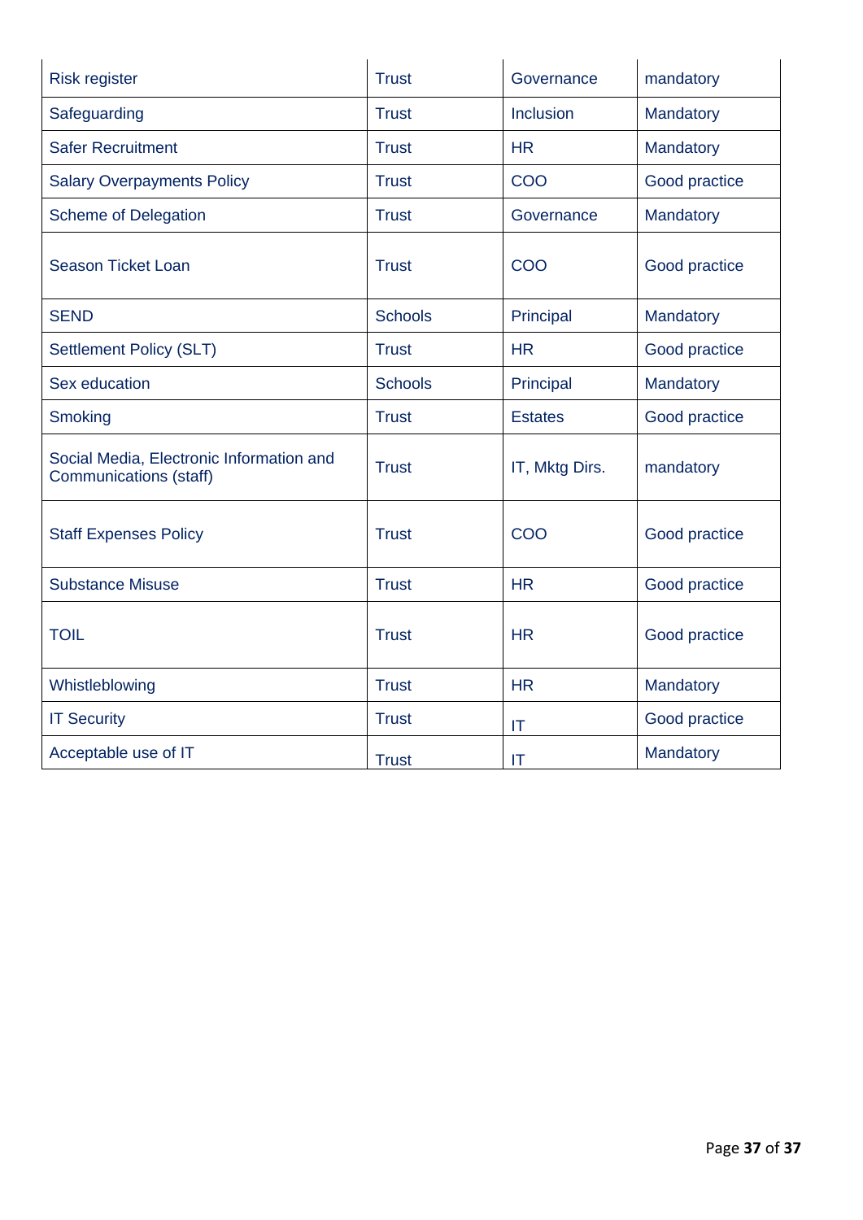| | | | |
|---|---|---|---|
| Risk register | Trust | Governance | mandatory |
| Safeguarding | Trust | Inclusion | Mandatory |
| Safer Recruitment | Trust | HR | Mandatory |
| Salary Overpayments Policy | Trust | COO | Good practice |
| Scheme of Delegation | Trust | Governance | Mandatory |
| Season Ticket Loan | Trust | COO | Good practice |
| SEND | Schools | Principal | Mandatory |
| Settlement Policy (SLT) | Trust | HR | Good practice |
| Sex education | Schools | Principal | Mandatory |
| Smoking | Trust | Estates | Good practice |
| Social Media, Electronic Information and Communications (staff) | Trust | IT, Mktg Dirs. | mandatory |
| Staff Expenses Policy | Trust | COO | Good practice |
| Substance Misuse | Trust | HR | Good practice |
| TOIL | Trust | HR | Good practice |
| Whistleblowing | Trust | HR | Mandatory |
| IT Security | Trust | IT | Good practice |
| Acceptable use of IT | Trust | IT | Mandatory |